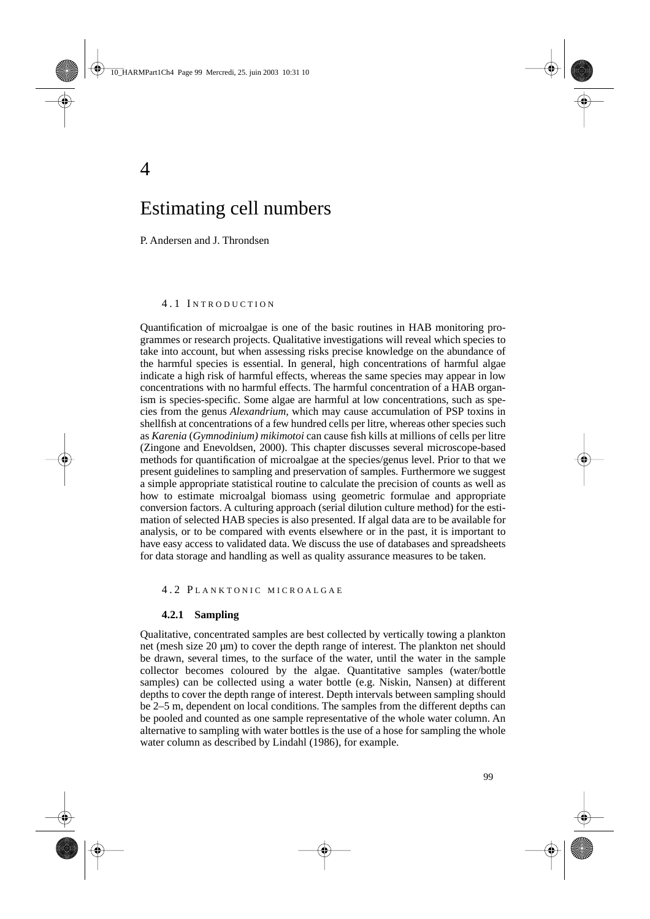# 4

# Estimating cell numbers

P. Andersen and J. Throndsen

## 4.1 Introduction

Quantification of microalgae is one of the basic routines in HAB monitoring programmes or research projects. Qualitative investigations will reveal which species to take into account, but when assessing risks precise knowledge on the abundance of the harmful species is essential. In general, high concentrations of harmful algae indicate a high risk of harmful effects, whereas the same species may appear in low concentrations with no harmful effects. The harmful concentration of a HAB organism is species-specific. Some algae are harmful at low concentrations, such as species from the genus *Alexandrium,* which may cause accumulation of PSP toxins in shellfish at concentrations of a few hundred cells per litre, whereas other species such as *Karenia* (*Gymnodinium) mikimotoi* can cause fish kills at millions of cells per litre (Zingone and Enevoldsen, 2000). This chapter discusses several microscope-based methods for quantification of microalgae at the species/genus level. Prior to that we present guidelines to sampling and preservation of samples. Furthermore we suggest a simple appropriate statistical routine to calculate the precision of counts as well as how to estimate microalgal biomass using geometric formulae and appropriate conversion factors. A culturing approach (serial dilution culture method) for the estimation of selected HAB species is also presented. If algal data are to be available for analysis, or to be compared with events elsewhere or in the past, it is important to have easy access to validated data. We discuss the use of databases and spreadsheets for data storage and handling as well as quality assurance measures to be taken.

## 4.2 Planktonic microalgae

### 4.2.1 Sampling

Qualitative, concentrated samples are best collected by vertically towing a plankton net (mesh size 20 µm) to cover the depth range of interest. The plankton net should be drawn, several times, to the surface of the water, until the water in the sample collector becomes coloured by the algae. Quantitative samples (water/bottle samples) can be collected using a water bottle (e.g. Niskin, Nansen) at different depths to cover the depth range of interest. Depth intervals between sampling should be 2–5 m, dependent on local conditions. The samples from the different depths can be pooled and counted as one sample representative of the whole water column. An alternative to sampling with water bottles is the use of a hose for sampling the whole water column as described by Lindahl (1986), for example.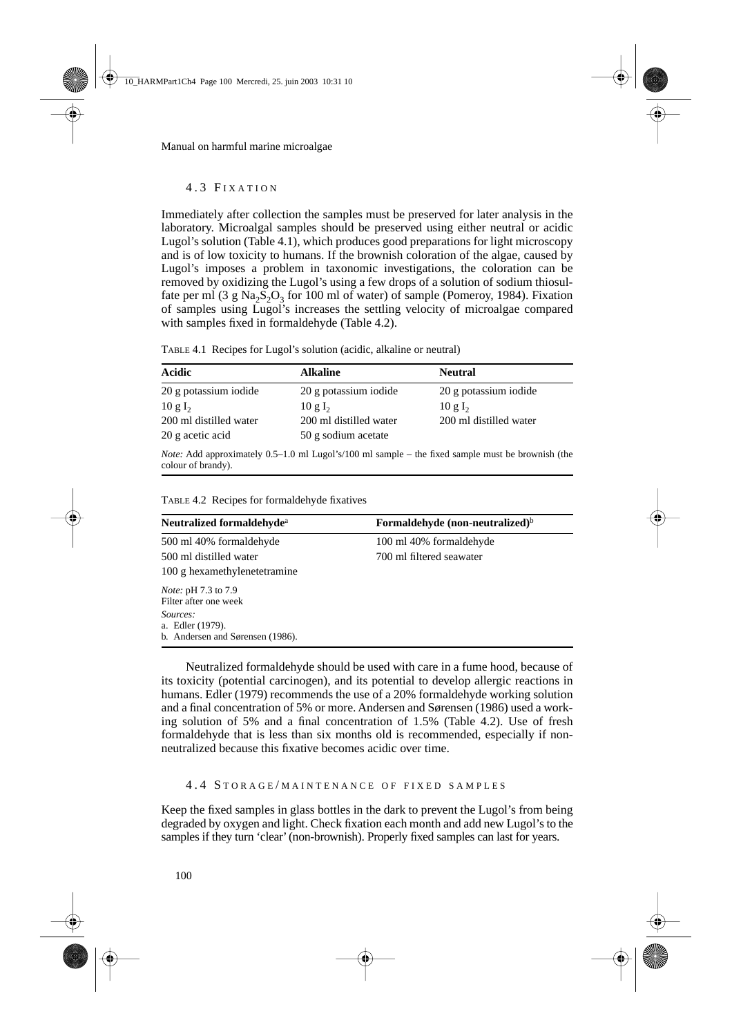## 4.3 Fixation

Immediately after collection the samples must be preserved for later analysis in the laboratory. Microalgal samples should be preserved using either neutral or acidic Lugol's solution (Table 4.1), which produces good preparations for light microscopy and is of low toxicity to humans. If the brownish coloration of the algae, caused by Lugol's imposes a problem in taxonomic investigations, the coloration can be removed by oxidizing the Lugol's using a few drops of a solution of sodium thiosulfate per ml (3 g $Na_2S_2O_3$ for 100 ml of water) of sample (Pomeroy, 1984). Fixation of samples using Lugol's increases the settling velocity of microalgae compared with samples fixed in formaldehyde (Table 4.2).

TABLE 4.1 Recipes for Lugol's solution (acidic, alkaline or neutral)

| **Acidic** | **Alkaline** | **Neutral** |
|---|---|---|
| 20 g potassium iodide | 20 g potassium iodide | 20 g potassium iodide |
| 10 g $I_2$ | 10 g $I_2$ | 10 g $I_2$ |
| 200 ml distilled water | 200 ml distilled water | 200 ml distilled water |
| 20 g acetic acid | 50 g sodium acetate | |

*Note:* Add approximately 0.5–1.0 ml Lugol's/100 ml sample – the fixed sample must be brownish (the colour of brandy).

TABLE 4.2 Recipes for formaldehyde fixatives

| **Neutralized formaldehyde**[a] | **Formaldehyde (non-neutralized)**[b] |
|---|---|
| 500 ml 40% formaldehyde | 100 ml 40% formaldehyde |
| 500 ml distilled water | 700 ml filtered seawater |
| 100 g hexamethylenetetramine | |

*Note:* pH 7.3 to 7.9
Filter after one week

*Sources:*
a. Edler (1979).
b. Andersen and Sørensen (1986).

Neutralized formaldehyde should be used with care in a fume hood, because of its toxicity (potential carcinogen), and its potential to develop allergic reactions in humans. Edler (1979) recommends the use of a 20% formaldehyde working solution and a final concentration of 5% or more. Andersen and Sørensen (1986) used a working solution of 5% and a final concentration of 1.5% (Table 4.2). Use of fresh formaldehyde that is less than six months old is recommended, especially if non-neutralized because this fixative becomes acidic over time.

## 4.4 Storage/maintenance of fixed samples

Keep the fixed samples in glass bottles in the dark to prevent the Lugol's from being degraded by oxygen and light. Check fixation each month and add new Lugol's to the samples if they turn 'clear' (non-brownish). Properly fixed samples can last for years.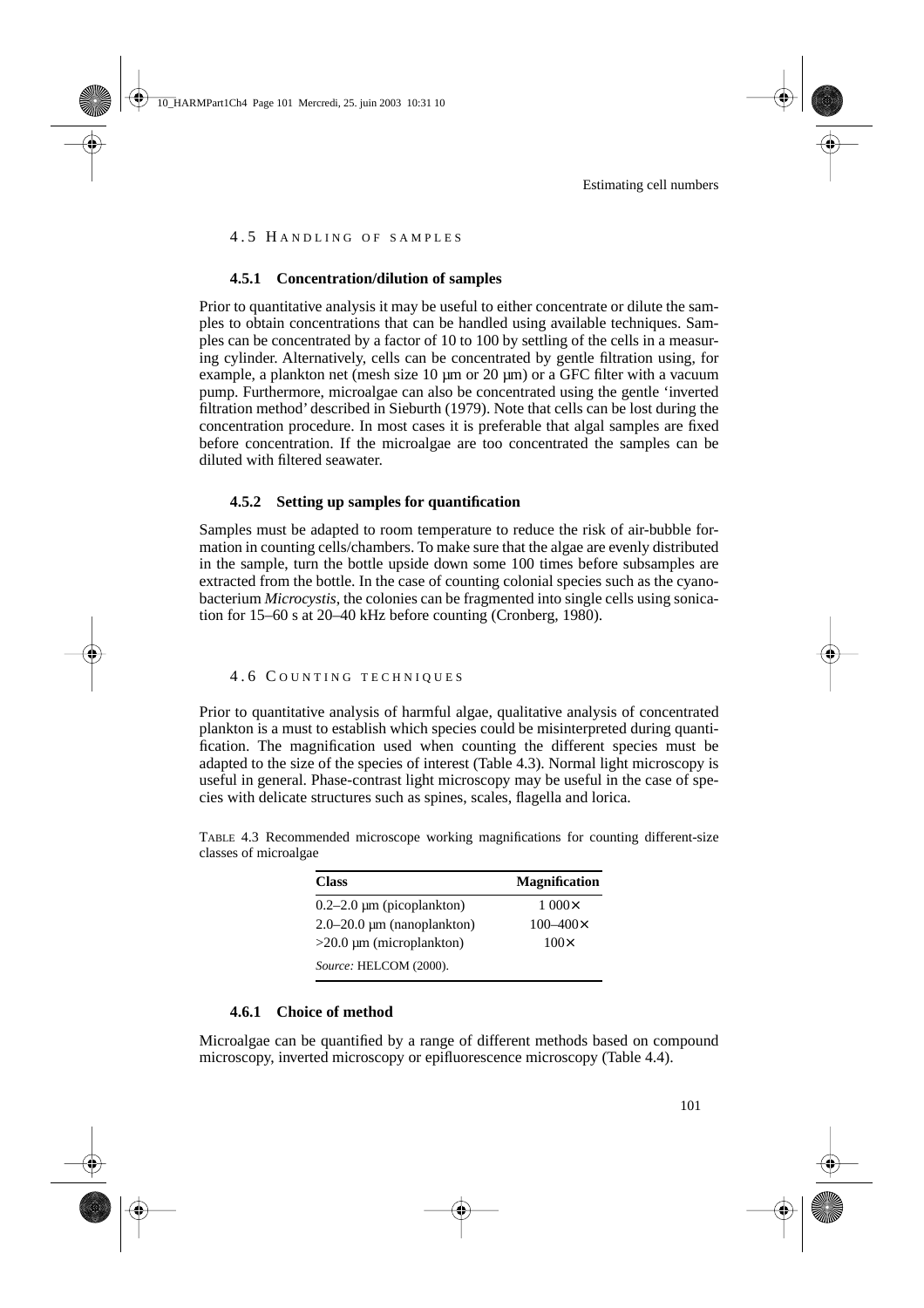## 4.5 Handling of samples

### 4.5.1 Concentration/dilution of samples

Prior to quantitative analysis it may be useful to either concentrate or dilute the samples to obtain concentrations that can be handled using available techniques. Samples can be concentrated by a factor of 10 to 100 by settling of the cells in a measuring cylinder. Alternatively, cells can be concentrated by gentle filtration using, for example, a plankton net (mesh size 10 µm or 20 µm) or a GFC filter with a vacuum pump. Furthermore, microalgae can also be concentrated using the gentle 'inverted filtration method' described in Sieburth (1979). Note that cells can be lost during the concentration procedure. In most cases it is preferable that algal samples are fixed before concentration. If the microalgae are too concentrated the samples can be diluted with filtered seawater.

### 4.5.2 Setting up samples for quantification

Samples must be adapted to room temperature to reduce the risk of air-bubble formation in counting cells/chambers. To make sure that the algae are evenly distributed in the sample, turn the bottle upside down some 100 times before subsamples are extracted from the bottle. In the case of counting colonial species such as the cyanobacterium *Microcystis*, the colonies can be fragmented into single cells using sonication for 15–60 s at 20–40 kHz before counting (Cronberg, 1980).

## 4.6 Counting techniques

Prior to quantitative analysis of harmful algae, qualitative analysis of concentrated plankton is a must to establish which species could be misinterpreted during quantification. The magnification used when counting the different species must be adapted to the size of the species of interest (Table 4.3). Normal light microscopy is useful in general. Phase-contrast light microscopy may be useful in the case of species with delicate structures such as spines, scales, flagella and lorica.

Table 4.3 Recommended microscope working magnifications for counting different-size classes of microalgae

| Class | Magnification |
|---|---|
| 0.2–2.0 µm (picoplankton) | 1 000× |
| 2.0–20.0 µm (nanoplankton) | 100–400× |
| >20.0 µm (microplankton) | 100× |

*Source:* HELCOM (2000).

### 4.6.1 Choice of method

Microalgae can be quantified by a range of different methods based on compound microscopy, inverted microscopy or epifluorescence microscopy (Table 4.4).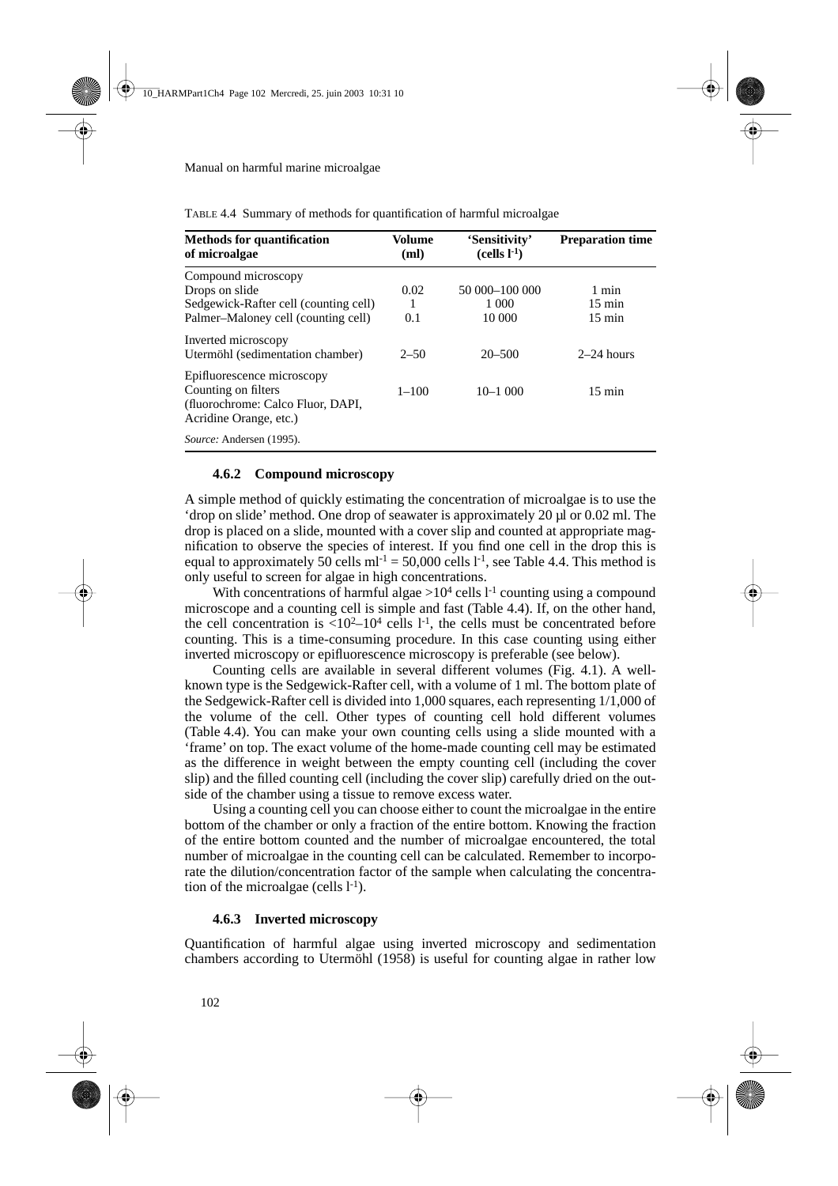TABLE 4.4 Summary of methods for quantification of harmful microalgae

| Methods for quantification of microalgae | Volume (ml) | 'Sensitivity' (cells $l^{-1}$) | Preparation time |
|---|---|---|---|
| Compound microscopy | | | |
| Drops on slide | 0.02 | 50 000–100 000 | 1 min |
| Sedgewick-Rafter cell (counting cell) | 1 | 1 000 | 15 min |
| Palmer–Maloney cell (counting cell) | 0.1 | 10 000 | 15 min |
| Inverted microscopy | | | |
| Utermöhl (sedimentation chamber) | 2–50 | 20–500 | 2–24 hours |
| Epifluorescence microscopy | | | |
| Counting on filters (fluorochrome: Calco Fluor, DAPI, Acridine Orange, etc.) | 1–100 | 10–1 000 | 15 min |

*Source:* Andersen (1995).

### 4.6.2 Compound microscopy

A simple method of quickly estimating the concentration of microalgae is to use the 'drop on slide' method. One drop of seawater is approximately 20 µl or 0.02 ml. The drop is placed on a slide, mounted with a cover slip and counted at appropriate magnification to observe the species of interest. If you find one cell in the drop this is equal to approximately 50 cells $ml^{-1}$ = 50,000 cells $l^{-1}$, see Table 4.4. This method is only useful to screen for algae in high concentrations.

With concentrations of harmful algae $>10^4$ cells $l^{-1}$ counting using a compound microscope and a counting cell is simple and fast (Table 4.4). If, on the other hand, the cell concentration is $<10^2$–$10^4$ cells $l^{-1}$, the cells must be concentrated before counting. This is a time-consuming procedure. In this case counting using either inverted microscopy or epifluorescence microscopy is preferable (see below).

Counting cells are available in several different volumes (Fig. 4.1). A well-known type is the Sedgewick-Rafter cell, with a volume of 1 ml. The bottom plate of the Sedgewick-Rafter cell is divided into 1,000 squares, each representing 1/1,000 of the volume of the cell. Other types of counting cell hold different volumes (Table 4.4). You can make your own counting cells using a slide mounted with a 'frame' on top. The exact volume of the home-made counting cell may be estimated as the difference in weight between the empty counting cell (including the cover slip) and the filled counting cell (including the cover slip) carefully dried on the outside of the chamber using a tissue to remove excess water.

Using a counting cell you can choose either to count the microalgae in the entire bottom of the chamber or only a fraction of the entire bottom. Knowing the fraction of the entire bottom counted and the number of microalgae encountered, the total number of microalgae in the counting cell can be calculated. Remember to incorporate the dilution/concentration factor of the sample when calculating the concentration of the microalgae (cells $l^{-1}$).

### 4.6.3 Inverted microscopy

Quantification of harmful algae using inverted microscopy and sedimentation chambers according to Utermöhl (1958) is useful for counting algae in rather low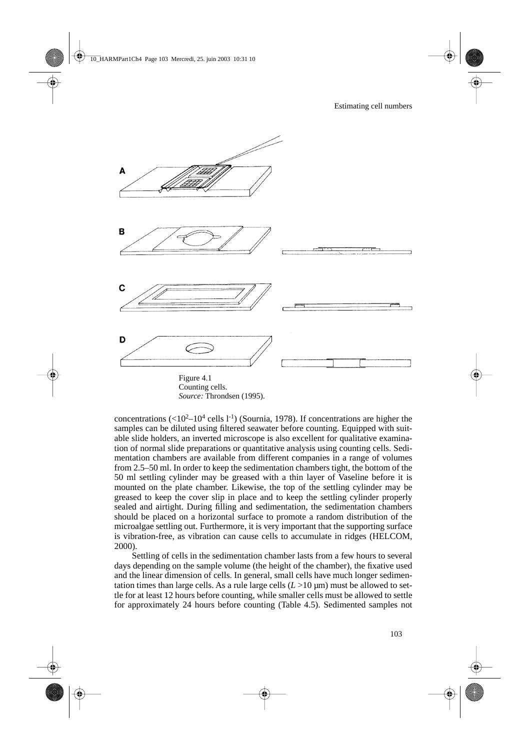Figure 4.1
Counting cells.
*Source:* Throndsen (1995).

concentrations ($<10^2$–$10^4$ cells $l^{-1}$) (Sournia, 1978). If concentrations are higher the samples can be diluted using filtered seawater before counting. Equipped with suitable slide holders, an inverted microscope is also excellent for qualitative examination of normal slide preparations or quantitative analysis using counting cells. Sedimentation chambers are available from different companies in a range of volumes from 2.5–50 ml. In order to keep the sedimentation chambers tight, the bottom of the 50 ml settling cylinder may be greased with a thin layer of Vaseline before it is mounted on the plate chamber. Likewise, the top of the settling cylinder may be greased to keep the cover slip in place and to keep the settling cylinder properly sealed and airtight. During filling and sedimentation, the sedimentation chambers should be placed on a horizontal surface to promote a random distribution of the microalgae settling out. Furthermore, it is very important that the supporting surface is vibration-free, as vibration can cause cells to accumulate in ridges (HELCOM, 2000).

Settling of cells in the sedimentation chamber lasts from a few hours to several days depending on the sample volume (the height of the chamber), the fixative used and the linear dimension of cells. In general, small cells have much longer sedimentation times than large cells. As a rule large cells ($L > 10$ µm) must be allowed to settle for at least 12 hours before counting, while smaller cells must be allowed to settle for approximately 24 hours before counting (Table 4.5). Sedimented samples not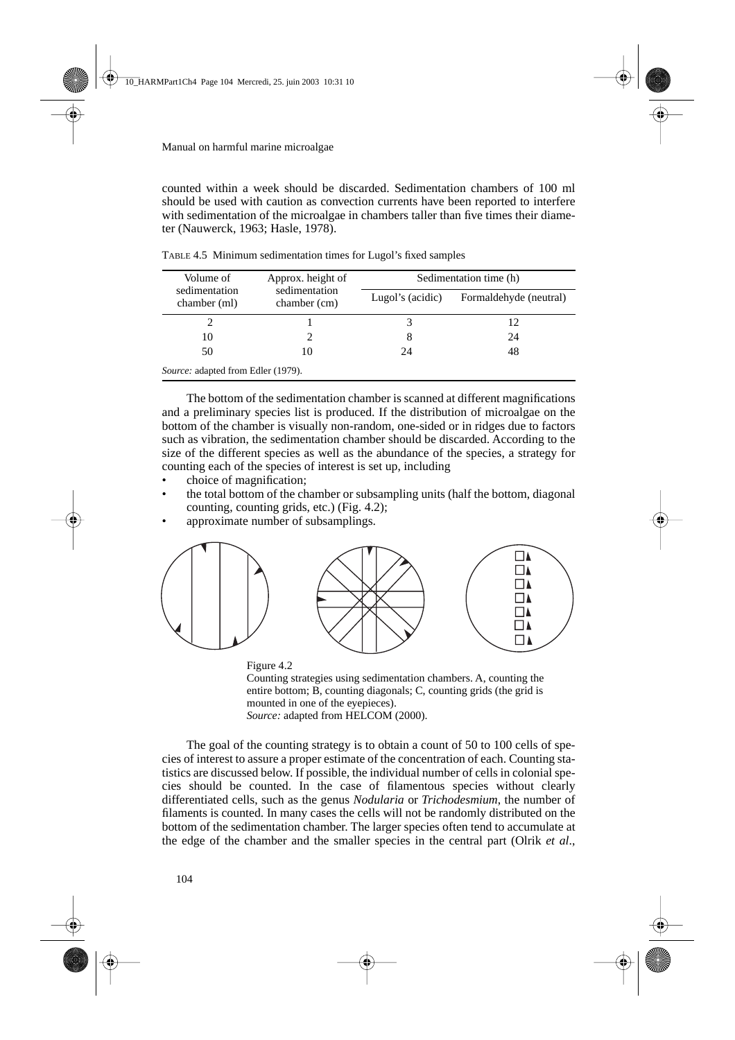counted within a week should be discarded. Sedimentation chambers of 100 ml should be used with caution as convection currents have been reported to interfere with sedimentation of the microalgae in chambers taller than five times their diameter (Nauwerck, 1963; Hasle, 1978).

TABLE 4.5 Minimum sedimentation times for Lugol's fixed samples

| Volume of sedimentation chamber (ml) | Approx. height of sedimentation chamber (cm) | Sedimentation time (h) | |
|---|---|---|---|
| | | Lugol's (acidic) | Formaldehyde (neutral) |
| 2 | 1 | 3 | 12 |
| 10 | 2 | 8 | 24 |
| 50 | 10 | 24 | 48 |

*Source:* adapted from Edler (1979).

The bottom of the sedimentation chamber is scanned at different magnifications and a preliminary species list is produced. If the distribution of microalgae on the bottom of the chamber is visually non-random, one-sided or in ridges due to factors such as vibration, the sedimentation chamber should be discarded. According to the size of the different species as well as the abundance of the species, a strategy for counting each of the species of interest is set up, including

- choice of magnification;
- the total bottom of the chamber or subsampling units (half the bottom, diagonal counting, counting grids, etc.) (Fig. 4.2);
- approximate number of subsamplings.

Figure 4.2
Counting strategies using sedimentation chambers. A, counting the entire bottom; B, counting diagonals; C, counting grids (the grid is mounted in one of the eyepieces).
*Source:* adapted from HELCOM (2000).

The goal of the counting strategy is to obtain a count of 50 to 100 cells of species of interest to assure a proper estimate of the concentration of each. Counting statistics are discussed below. If possible, the individual number of cells in colonial species should be counted. In the case of filamentous species without clearly differentiated cells, such as the genus *Nodularia* or *Trichodesmium*, the number of filaments is counted. In many cases the cells will not be randomly distributed on the bottom of the sedimentation chamber. The larger species often tend to accumulate at the edge of the chamber and the smaller species in the central part (Olrik *et al*.,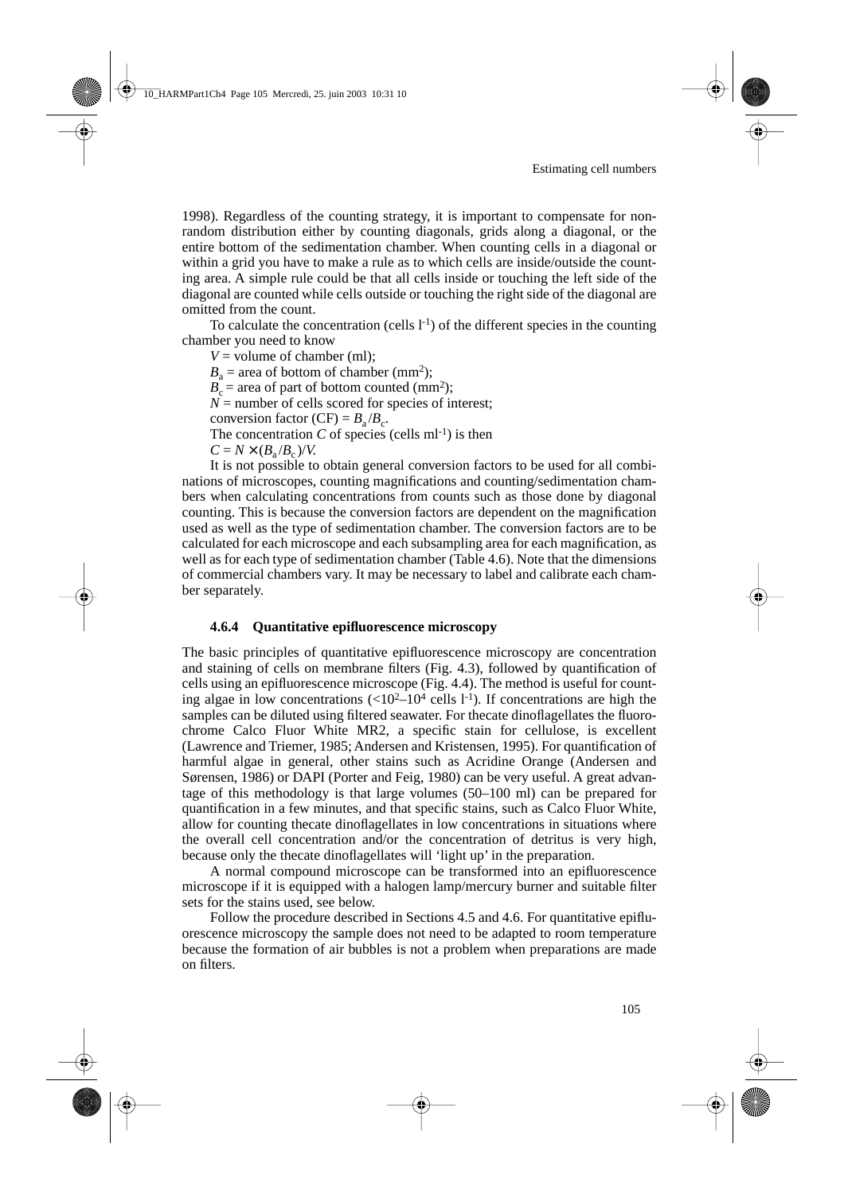1998). Regardless of the counting strategy, it is important to compensate for non-random distribution either by counting diagonals, grids along a diagonal, or the entire bottom of the sedimentation chamber. When counting cells in a diagonal or within a grid you have to make a rule as to which cells are inside/outside the counting area. A simple rule could be that all cells inside or touching the left side of the diagonal are counted while cells outside or touching the right side of the diagonal are omitted from the count.

To calculate the concentration (cells $l^{-1}$) of the different species in the counting chamber you need to know

$V$ = volume of chamber (ml);

$B_a$ = area of bottom of chamber ($mm^2$);

$B_c$ = area of part of bottom counted ($mm^2$);

$N$ = number of cells scored for species of interest;

conversion factor (CF) = $B_a/B_c$.

The concentration $C$ of species (cells $ml^{-1}$) is then

$C = N \times (B_a/B_c)/V$.

It is not possible to obtain general conversion factors to be used for all combinations of microscopes, counting magnifications and counting/sedimentation chambers when calculating concentrations from counts such as those done by diagonal counting. This is because the conversion factors are dependent on the magnification used as well as the type of sedimentation chamber. The conversion factors are to be calculated for each microscope and each subsampling area for each magnification, as well as for each type of sedimentation chamber (Table 4.6). Note that the dimensions of commercial chambers vary. It may be necessary to label and calibrate each chamber separately.

### 4.6.4 Quantitative epifluorescence microscopy

The basic principles of quantitative epifluorescence microscopy are concentration and staining of cells on membrane filters (Fig. 4.3), followed by quantification of cells using an epifluorescence microscope (Fig. 4.4). The method is useful for counting algae in low concentrations ($<10^2$–$10^4$ cells $l^{-1}$). If concentrations are high the samples can be diluted using filtered seawater. For thecate dinoflagellates the fluorochrome Calco Fluor White MR2, a specific stain for cellulose, is excellent (Lawrence and Triemer, 1985; Andersen and Kristensen, 1995). For quantification of harmful algae in general, other stains such as Acridine Orange (Andersen and Sørensen, 1986) or DAPI (Porter and Feig, 1980) can be very useful. A great advantage of this methodology is that large volumes (50–100 ml) can be prepared for quantification in a few minutes, and that specific stains, such as Calco Fluor White, allow for counting thecate dinoflagellates in low concentrations in situations where the overall cell concentration and/or the concentration of detritus is very high, because only the thecate dinoflagellates will 'light up' in the preparation.

A normal compound microscope can be transformed into an epifluorescence microscope if it is equipped with a halogen lamp/mercury burner and suitable filter sets for the stains used, see below.

Follow the procedure described in Sections 4.5 and 4.6. For quantitative epifluorescence microscopy the sample does not need to be adapted to room temperature because the formation of air bubbles is not a problem when preparations are made on filters.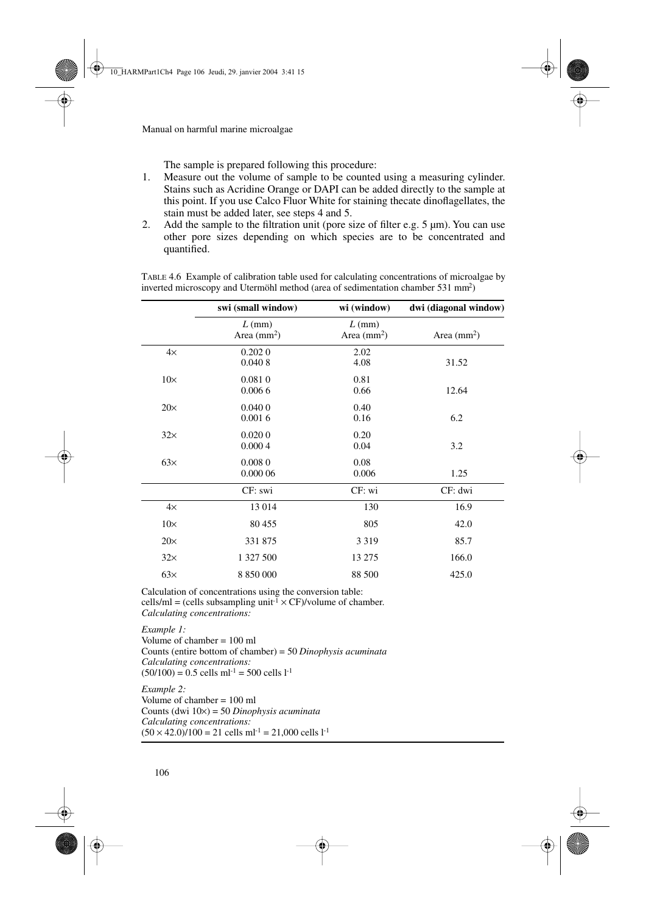The sample is prepared following this procedure:

1. Measure out the volume of sample to be counted using a measuring cylinder. Stains such as Acridine Orange or DAPI can be added directly to the sample at this point. If you use Calco Fluor White for staining thecate dinoflagellates, the stain must be added later, see steps 4 and 5.
2. Add the sample to the filtration unit (pore size of filter e.g. 5 µm). You can use other pore sizes depending on which species are to be concentrated and quantified.

TABLE 4.6 Example of calibration table used for calculating concentrations of microalgae by inverted microscopy and Utermöhl method (area of sedimentation chamber 531 mm$^2$)

| | swi (small window) | wi (window) | dwi (diagonal window) |
|---|---|---|---|
| | $L$ (mm)<br>Area (mm$^2$) | $L$ (mm)<br>Area (mm$^2$) | Area (mm$^2$) |
| 4× | 0.202 0<br>0.040 8 | 2.02<br>4.08 | 31.52 |
| 10× | 0.081 0<br>0.006 6 | 0.81<br>0.66 | 12.64 |
| 20× | 0.040 0<br>0.001 6 | 0.40<br>0.16 | 6.2 |
| 32× | 0.020 0<br>0.000 4 | 0.20<br>0.04 | 3.2 |
| 63× | 0.008 0<br>0.000 06 | 0.08<br>0.006 | 1.25 |
| | CF: swi | CF: wi | CF: dwi |
| 4× | 13 014 | 130 | 16.9 |
| 10× | 80 455 | 805 | 42.0 |
| 20× | 331 875 | 3 319 | 85.7 |
| 32× | 1 327 500 | 13 275 | 166.0 |
| 63× | 8 850 000 | 88 500 | 425.0 |

Calculation of concentrations using the conversion table:
cells/ml = (cells subsampling unit$^{-1}$ × CF)/volume of chamber.
*Calculating concentrations:*

*Example 1:*
Volume of chamber = 100 ml
Counts (entire bottom of chamber) = 50 *Dinophysis acuminata*
*Calculating concentrations:*
(50/100) = 0.5 cells ml$^{-1}$ = 500 cells l$^{-1}$

*Example 2:*
Volume of chamber = 100 ml
Counts (dwi 10×) = 50 *Dinophysis acuminata*
*Calculating concentrations:*
(50 × 42.0)/100 = 21 cells ml$^{-1}$ = 21,000 cells l$^{-1}$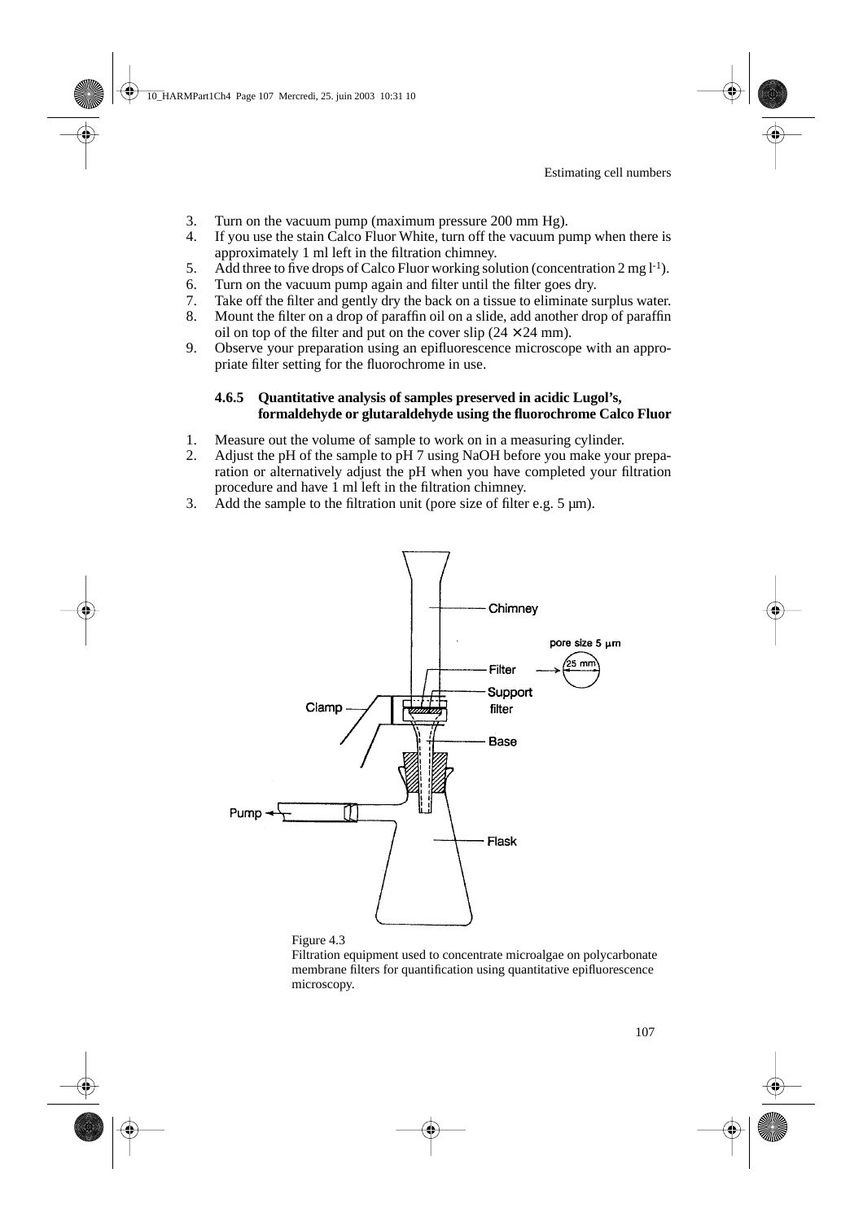3. Turn on the vacuum pump (maximum pressure 200 mm Hg).
4. If you use the stain Calco Fluor White, turn off the vacuum pump when there is approximately 1 ml left in the filtration chimney.
5. Add three to five drops of Calco Fluor working solution (concentration 2 mg $l^{-1}$).
6. Turn on the vacuum pump again and filter until the filter goes dry.
7. Take off the filter and gently dry the back on a tissue to eliminate surplus water.
8. Mount the filter on a drop of paraffin oil on a slide, add another drop of paraffin oil on top of the filter and put on the cover slip (24 × 24 mm).
9. Observe your preparation using an epifluorescence microscope with an appropriate filter setting for the fluorochrome in use.

### 4.6.5 Quantitative analysis of samples preserved in acidic Lugol's, formaldehyde or glutaraldehyde using the fluorochrome Calco Fluor

1. Measure out the volume of sample to work on in a measuring cylinder.
2. Adjust the pH of the sample to pH 7 using NaOH before you make your preparation or alternatively adjust the pH when you have completed your filtration procedure and have 1 ml left in the filtration chimney.
3. Add the sample to the filtration unit (pore size of filter e.g. 5 µm).

Figure 4.3
Filtration equipment used to concentrate microalgae on polycarbonate membrane filters for quantification using quantitative epifluorescence microscopy.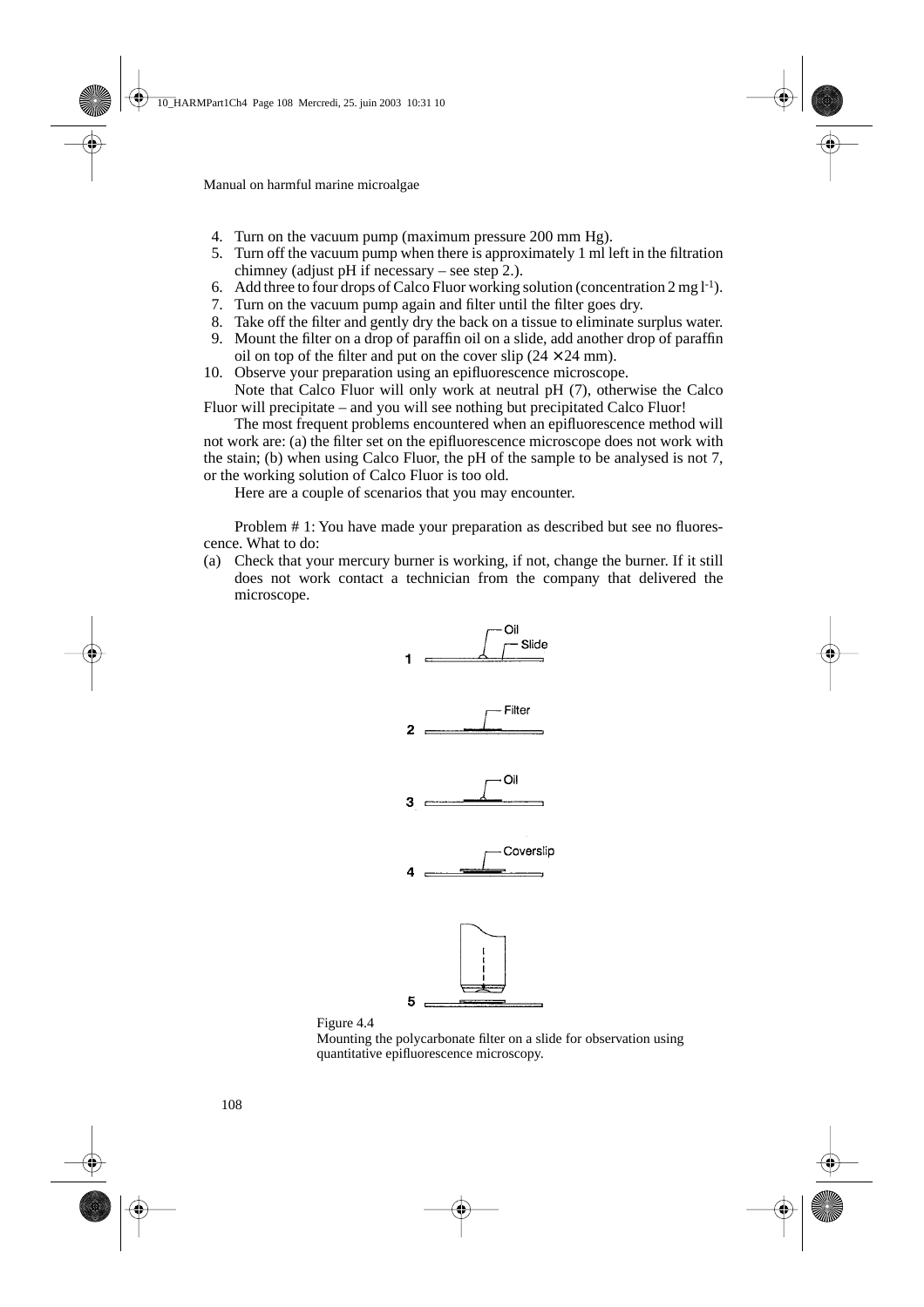4. Turn on the vacuum pump (maximum pressure 200 mm Hg).
5. Turn off the vacuum pump when there is approximately 1 ml left in the filtration chimney (adjust pH if necessary – see step 2.).
6. Add three to four drops of Calco Fluor working solution (concentration 2 mg $l^{-1}$).
7. Turn on the vacuum pump again and filter until the filter goes dry.
8. Take off the filter and gently dry the back on a tissue to eliminate surplus water.
9. Mount the filter on a drop of paraffin oil on a slide, add another drop of paraffin oil on top of the filter and put on the cover slip ($24 \times 24$ mm).
10. Observe your preparation using an epifluorescence microscope.

Note that Calco Fluor will only work at neutral pH (7), otherwise the Calco Fluor will precipitate – and you will see nothing but precipitated Calco Fluor!

The most frequent problems encountered when an epifluorescence method will not work are: (a) the filter set on the epifluorescence microscope does not work with the stain; (b) when using Calco Fluor, the pH of the sample to be analysed is not 7, or the working solution of Calco Fluor is too old.

Here are a couple of scenarios that you may encounter.

Problem # 1: You have made your preparation as described but see no fluorescence. What to do:

(a) Check that your mercury burner is working, if not, change the burner. If it still does not work contact a technician from the company that delivered the microscope.

Figure 4.4
Mounting the polycarbonate filter on a slide for observation using quantitative epifluorescence microscopy.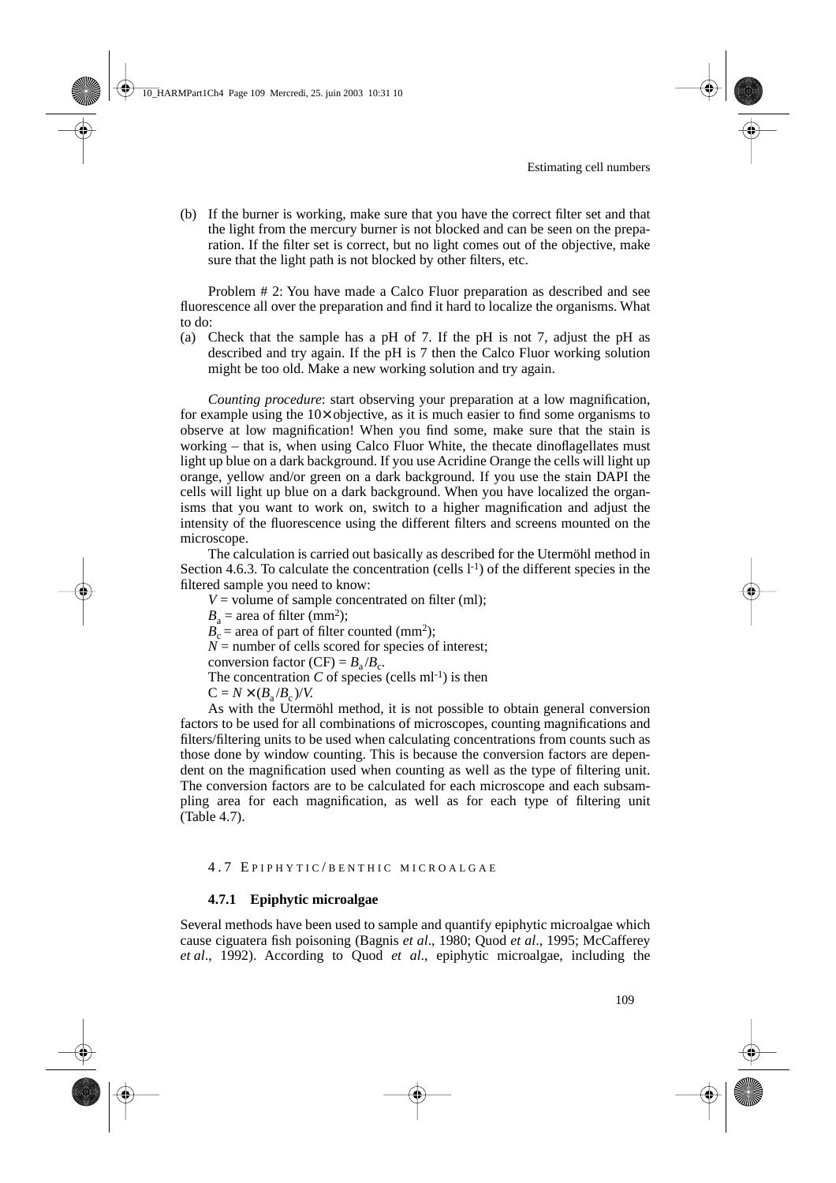(b) If the burner is working, make sure that you have the correct filter set and that the light from the mercury burner is not blocked and can be seen on the preparation. If the filter set is correct, but no light comes out of the objective, make sure that the light path is not blocked by other filters, etc.

Problem # 2: You have made a Calco Fluor preparation as described and see fluorescence all over the preparation and find it hard to localize the organisms. What to do:

(a) Check that the sample has a pH of 7. If the pH is not 7, adjust the pH as described and try again. If the pH is 7 then the Calco Fluor working solution might be too old. Make a new working solution and try again.

*Counting procedure*: start observing your preparation at a low magnification, for example using the 10× objective, as it is much easier to find some organisms to observe at low magnification! When you find some, make sure that the stain is working – that is, when using Calco Fluor White, the thecate dinoflagellates must light up blue on a dark background. If you use Acridine Orange the cells will light up orange, yellow and/or green on a dark background. If you use the stain DAPI the cells will light up blue on a dark background. When you have localized the organisms that you want to work on, switch to a higher magnification and adjust the intensity of the fluorescence using the different filters and screens mounted on the microscope.

The calculation is carried out basically as described for the Utermöhl method in Section 4.6.3. To calculate the concentration (cells $l^{-1}$) of the different species in the filtered sample you need to know:

$V$ = volume of sample concentrated on filter (ml);

$B_a$ = area of filter ($mm^2$);

$B_c$ = area of part of filter counted ($mm^2$);

$N$ = number of cells scored for species of interest;

conversion factor (CF) = $B_a/B_c$.

The concentration $C$ of species (cells $ml^{-1}$) is then

$C = N \times (B_a/B_c)/V$.

As with the Utermöhl method, it is not possible to obtain general conversion factors to be used for all combinations of microscopes, counting magnifications and filters/filtering units to be used when calculating concentrations from counts such as those done by window counting. This is because the conversion factors are dependent on the magnification used when counting as well as the type of filtering unit. The conversion factors are to be calculated for each microscope and each subsampling area for each magnification, as well as for each type of filtering unit (Table 4.7).

## 4.7 Epiphytic/benthic microalgae

### 4.7.1 Epiphytic microalgae

Several methods have been used to sample and quantify epiphytic microalgae which cause ciguatera fish poisoning (Bagnis *et al*., 1980; Quod *et al*., 1995; McCafferey *et al*., 1992). According to Quod *et al*., epiphytic microalgae, including the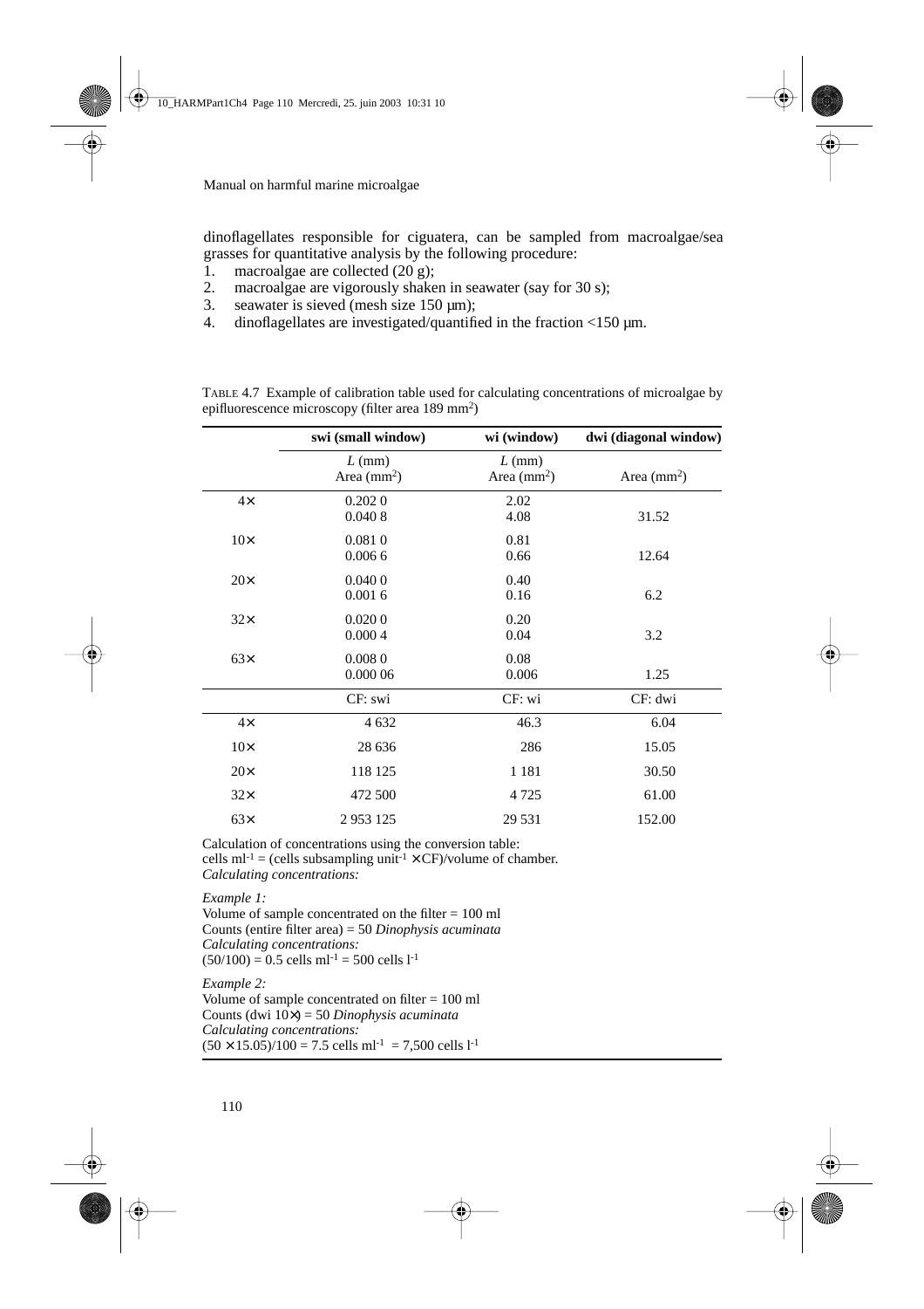dinoflagellates responsible for ciguatera, can be sampled from macroalgae/sea grasses for quantitative analysis by the following procedure:

1. macroalgae are collected (20 g);
2. macroalgae are vigorously shaken in seawater (say for 30 s);
3. seawater is sieved (mesh size 150 µm);
4. dinoflagellates are investigated/quantified in the fraction <150 µm.

TABLE 4.7 Example of calibration table used for calculating concentrations of microalgae by epifluorescence microscopy (filter area 189 $mm^2$)

| | swi (small window) | wi (window) | dwi (diagonal window) |
|---|---|---|---|
| | $L$ (mm)<br>Area ($mm^2$) | $L$ (mm)<br>Area ($mm^2$) | Area ($mm^2$) |
| 4× | 0.202 0<br>0.040 8 | 2.02<br>4.08 | 31.52 |
| 10× | 0.081 0<br>0.006 6 | 0.81<br>0.66 | 12.64 |
| 20× | 0.040 0<br>0.001 6 | 0.40<br>0.16 | 6.2 |
| 32× | 0.020 0<br>0.000 4 | 0.20<br>0.04 | 3.2 |
| 63× | 0.008 0<br>0.000 06 | 0.08<br>0.006 | 1.25 |
| | CF: swi | CF: wi | CF: dwi |
| 4× | 4 632 | 46.3 | 6.04 |
| 10× | 28 636 | 286 | 15.05 |
| 20× | 118 125 | 1 181 | 30.50 |
| 32× | 472 500 | 4 725 | 61.00 |
| 63× | 2 953 125 | 29 531 | 152.00 |

Calculation of concentrations using the conversion table:
cells $ml^{-1}$ = (cells subsampling $unit^{-1}$ × CF)/volume of chamber.
*Calculating concentrations:*

*Example 1:*
Volume of sample concentrated on the filter = 100 ml
Counts (entire filter area) = 50 *Dinophysis acuminata*
*Calculating concentrations:*
(50/100) = 0.5 cells $ml^{-1}$ = 500 cells $l^{-1}$

*Example 2:*
Volume of sample concentrated on filter = 100 ml
Counts (dwi 10×) = 50 *Dinophysis acuminata*
*Calculating concentrations:*
(50 × 15.05)/100 = 7.5 cells $ml^{-1}$ = 7,500 cells $l^{-1}$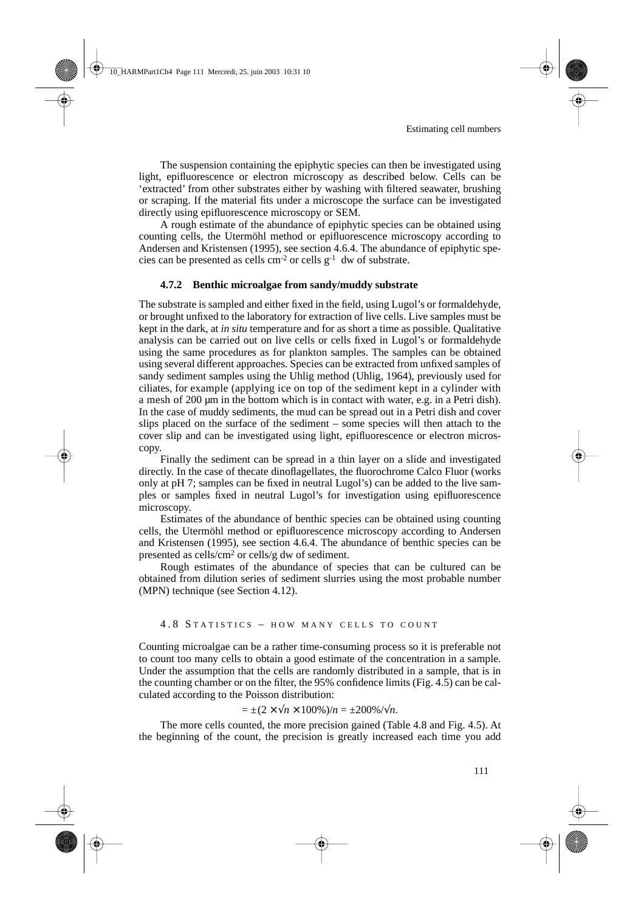The suspension containing the epiphytic species can then be investigated using light, epifluorescence or electron microscopy as described below. Cells can be 'extracted' from other substrates either by washing with filtered seawater, brushing or scraping. If the material fits under a microscope the surface can be investigated directly using epifluorescence microscopy or SEM.

A rough estimate of the abundance of epiphytic species can be obtained using counting cells, the Utermöhl method or epifluorescence microscopy according to Andersen and Kristensen (1995), see section 4.6.4. The abundance of epiphytic species can be presented as cells $cm^{-2}$ or cells $g^{-1}$ dw of substrate.

### 4.7.2 Benthic microalgae from sandy/muddy substrate

The substrate is sampled and either fixed in the field, using Lugol's or formaldehyde, or brought unfixed to the laboratory for extraction of live cells. Live samples must be kept in the dark, at *in situ* temperature and for as short a time as possible. Qualitative analysis can be carried out on live cells or cells fixed in Lugol's or formaldehyde using the same procedures as for plankton samples. The samples can be obtained using several different approaches. Species can be extracted from unfixed samples of sandy sediment samples using the Uhlig method (Uhlig, 1964), previously used for ciliates, for example (applying ice on top of the sediment kept in a cylinder with a mesh of 200 µm in the bottom which is in contact with water, e.g. in a Petri dish). In the case of muddy sediments, the mud can be spread out in a Petri dish and cover slips placed on the surface of the sediment – some species will then attach to the cover slip and can be investigated using light, epifluorescence or electron microscopy.

Finally the sediment can be spread in a thin layer on a slide and investigated directly. In the case of thecate dinoflagellates, the fluorochrome Calco Fluor (works only at pH 7; samples can be fixed in neutral Lugol's) can be added to the live samples or samples fixed in neutral Lugol's for investigation using epifluorescence microscopy.

Estimates of the abundance of benthic species can be obtained using counting cells, the Utermöhl method or epifluorescence microscopy according to Andersen and Kristensen (1995), see section 4.6.4. The abundance of benthic species can be presented as cells/$cm^2$ or cells/g dw of sediment.

Rough estimates of the abundance of species that can be cultured can be obtained from dilution series of sediment slurries using the most probable number (MPN) technique (see Section 4.12).

## 4.8 Statistics – how many cells to count

Counting microalgae can be a rather time-consuming process so it is preferable not to count too many cells to obtain a good estimate of the concentration in a sample. Under the assumption that the cells are randomly distributed in a sample, that is in the counting chamber or on the filter, the 95% confidence limits (Fig. 4.5) can be calculated according to the Poisson distribution:

$$= \pm(2 \times \sqrt{n} \times 100\%)/n = \pm 200\%/\sqrt{n}.$$

The more cells counted, the more precision gained (Table 4.8 and Fig. 4.5). At the beginning of the count, the precision is greatly increased each time you add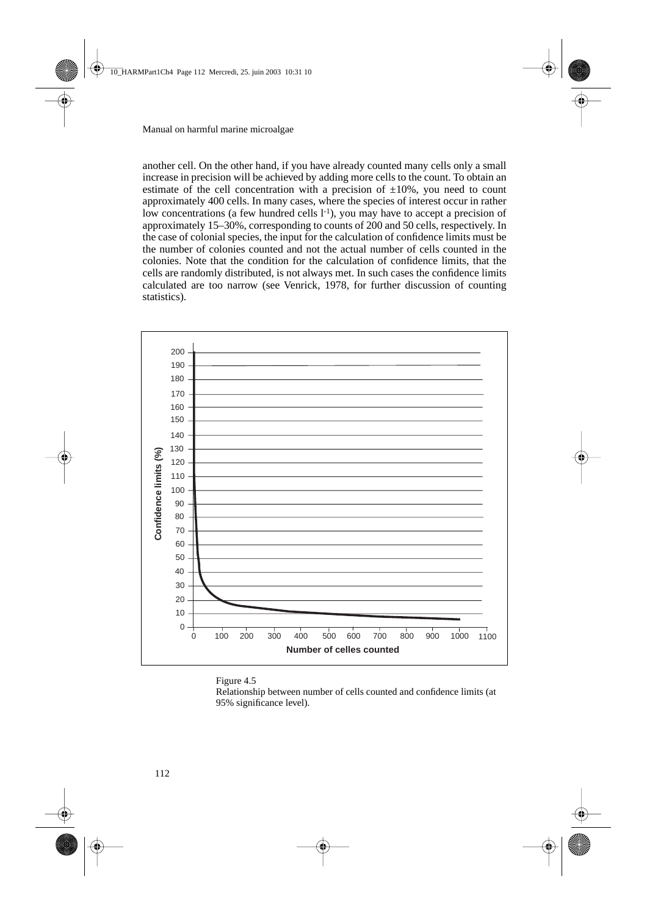another cell. On the other hand, if you have already counted many cells only a small increase in precision will be achieved by adding more cells to the count. To obtain an estimate of the cell concentration with a precision of ±10%, you need to count approximately 400 cells. In many cases, where the species of interest occur in rather low concentrations (a few hundred cells $l^{-1}$), you may have to accept a precision of approximately 15–30%, corresponding to counts of 200 and 50 cells, respectively. In the case of colonial species, the input for the calculation of confidence limits must be the number of colonies counted and not the actual number of cells counted in the colonies. Note that the condition for the calculation of confidence limits, that the cells are randomly distributed, is not always met. In such cases the confidence limits calculated are too narrow (see Venrick, 1978, for further discussion of counting statistics).

Figure 4.5
Relationship between number of cells counted and confidence limits (at 95% significance level).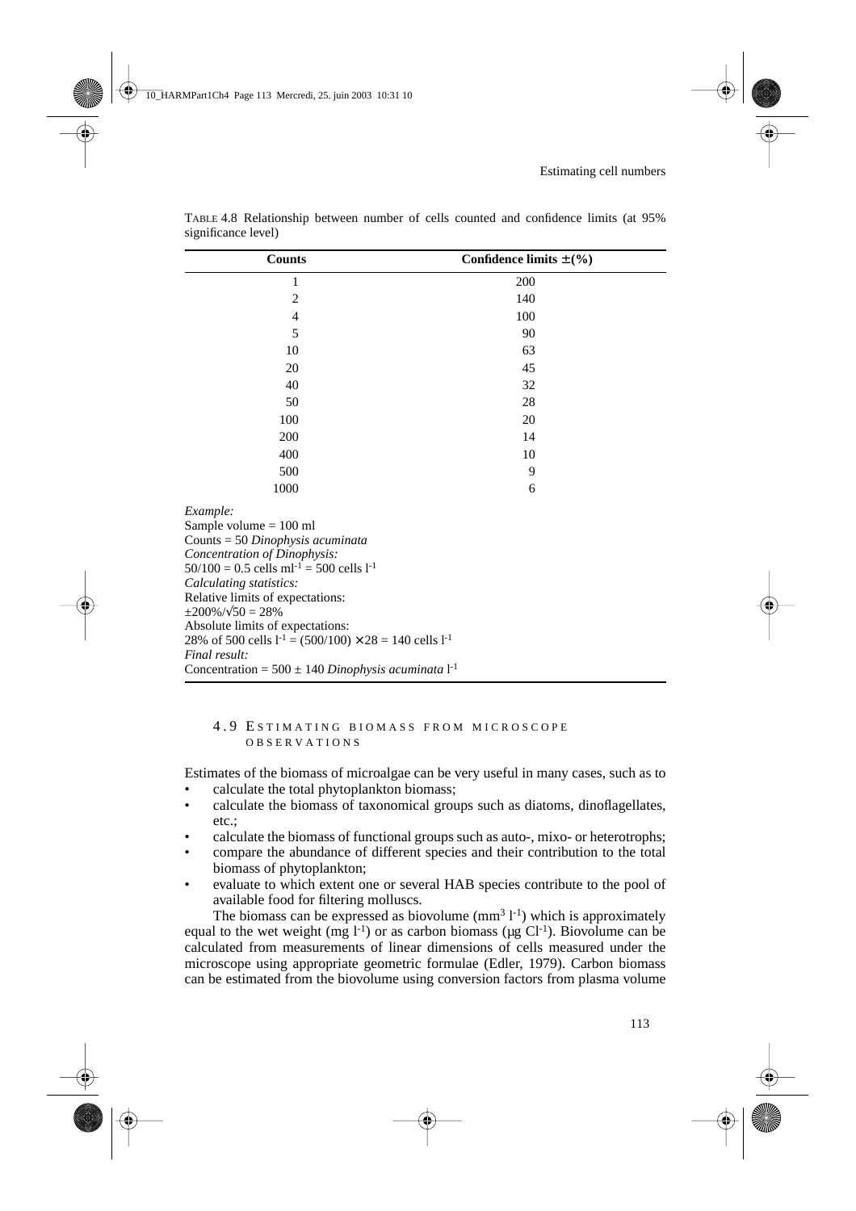TABLE 4.8 Relationship between number of cells counted and confidence limits (at 95% significance level)

| Counts | Confidence limits ± (%) |
|---|---|
| 1 | 200 |
| 2 | 140 |
| 4 | 100 |
| 5 | 90 |
| 10 | 63 |
| 20 | 45 |
| 40 | 32 |
| 50 | 28 |
| 100 | 20 |
| 200 | 14 |
| 400 | 10 |
| 500 | 9 |
| 1000 | 6 |

*Example:*
Sample volume = 100 ml
Counts = 50 *Dinophysis acuminata*
*Concentration of Dinophysis:*
$50/100 = 0.5$ cells $ml^{-1}$ = 500 cells $l^{-1}$
*Calculating statistics:*
Relative limits of expectations:
$\pm 200\%/\sqrt{50} = 28\%$
Absolute limits of expectations:
28% of 500 cells $l^{-1} = (500/100) \times 28 = 140$ cells $l^{-1}$
*Final result:*
Concentration = 500 ± 140 *Dinophysis acuminata* $l^{-1}$

## 4.9 ESTIMATING BIOMASS FROM MICROSCOPE OBSERVATIONS

Estimates of the biomass of microalgae can be very useful in many cases, such as to

- calculate the total phytoplankton biomass;
- calculate the biomass of taxonomical groups such as diatoms, dinoflagellates, etc.;
- calculate the biomass of functional groups such as auto-, mixo- or heterotrophs;
- compare the abundance of different species and their contribution to the total biomass of phytoplankton;
- evaluate to which extent one or several HAB species contribute to the pool of available food for filtering molluscs.

The biomass can be expressed as biovolume ($mm^3\ l^{-1}$) which is approximately equal to the wet weight ($mg\ l^{-1}$) or as carbon biomass ($\mu g\ Cl^{-1}$). Biovolume can be calculated from measurements of linear dimensions of cells measured under the microscope using appropriate geometric formulae (Edler, 1979). Carbon biomass can be estimated from the biovolume using conversion factors from plasma volume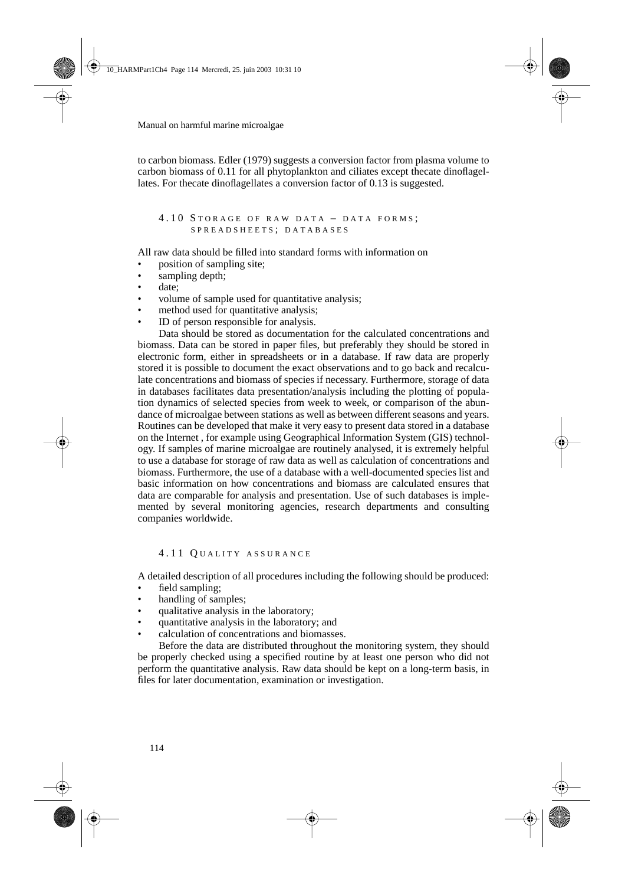to carbon biomass. Edler (1979) suggests a conversion factor from plasma volume to carbon biomass of 0.11 for all phytoplankton and ciliates except thecate dinoflagellates. For thecate dinoflagellates a conversion factor of 0.13 is suggested.

## 4.10 Storage of raw data – data forms; spreadsheets; databases

All raw data should be filled into standard forms with information on

- position of sampling site;
- sampling depth;
- date;
- volume of sample used for quantitative analysis;
- method used for quantitative analysis;
- ID of person responsible for analysis.

Data should be stored as documentation for the calculated concentrations and biomass. Data can be stored in paper files, but preferably they should be stored in electronic form, either in spreadsheets or in a database. If raw data are properly stored it is possible to document the exact observations and to go back and recalculate concentrations and biomass of species if necessary. Furthermore, storage of data in databases facilitates data presentation/analysis including the plotting of population dynamics of selected species from week to week, or comparison of the abundance of microalgae between stations as well as between different seasons and years. Routines can be developed that make it very easy to present data stored in a database on the Internet , for example using Geographical Information System (GIS) technology. If samples of marine microalgae are routinely analysed, it is extremely helpful to use a database for storage of raw data as well as calculation of concentrations and biomass. Furthermore, the use of a database with a well-documented species list and basic information on how concentrations and biomass are calculated ensures that data are comparable for analysis and presentation. Use of such databases is implemented by several monitoring agencies, research departments and consulting companies worldwide.

## 4.11 Quality assurance

A detailed description of all procedures including the following should be produced:

- field sampling;
- handling of samples;
- qualitative analysis in the laboratory;
- quantitative analysis in the laboratory; and
- calculation of concentrations and biomasses.

Before the data are distributed throughout the monitoring system, they should be properly checked using a specified routine by at least one person who did not perform the quantitative analysis. Raw data should be kept on a long-term basis, in files for later documentation, examination or investigation.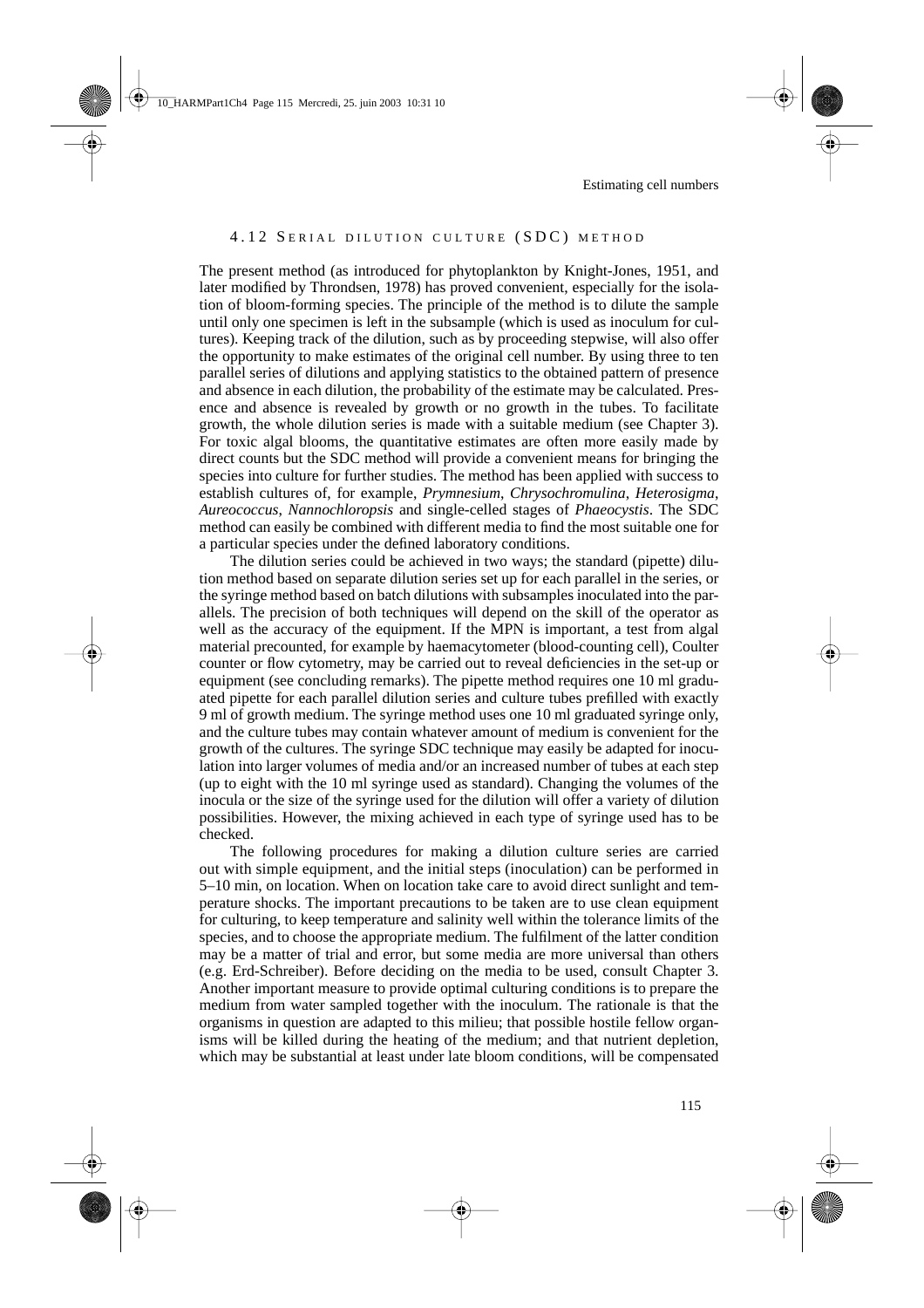## 4.12 Serial dilution culture (SDC) method

The present method (as introduced for phytoplankton by Knight-Jones, 1951, and later modified by Throndsen, 1978) has proved convenient, especially for the isolation of bloom-forming species. The principle of the method is to dilute the sample until only one specimen is left in the subsample (which is used as inoculum for cultures). Keeping track of the dilution, such as by proceeding stepwise, will also offer the opportunity to make estimates of the original cell number. By using three to ten parallel series of dilutions and applying statistics to the obtained pattern of presence and absence in each dilution, the probability of the estimate may be calculated. Presence and absence is revealed by growth or no growth in the tubes. To facilitate growth, the whole dilution series is made with a suitable medium (see Chapter 3). For toxic algal blooms, the quantitative estimates are often more easily made by direct counts but the SDC method will provide a convenient means for bringing the species into culture for further studies. The method has been applied with success to establish cultures of, for example, *Prymnesium*, *Chrysochromulina*, *Heterosigma*, *Aureococcus*, *Nannochloropsis* and single-celled stages of *Phaeocystis*. The SDC method can easily be combined with different media to find the most suitable one for a particular species under the defined laboratory conditions.

The dilution series could be achieved in two ways; the standard (pipette) dilution method based on separate dilution series set up for each parallel in the series, or the syringe method based on batch dilutions with subsamples inoculated into the parallels. The precision of both techniques will depend on the skill of the operator as well as the accuracy of the equipment. If the MPN is important, a test from algal material precounted, for example by haemacytometer (blood-counting cell), Coulter counter or flow cytometry, may be carried out to reveal deficiencies in the set-up or equipment (see concluding remarks). The pipette method requires one 10 ml graduated pipette for each parallel dilution series and culture tubes prefilled with exactly 9 ml of growth medium. The syringe method uses one 10 ml graduated syringe only, and the culture tubes may contain whatever amount of medium is convenient for the growth of the cultures. The syringe SDC technique may easily be adapted for inoculation into larger volumes of media and/or an increased number of tubes at each step (up to eight with the 10 ml syringe used as standard). Changing the volumes of the inocula or the size of the syringe used for the dilution will offer a variety of dilution possibilities. However, the mixing achieved in each type of syringe used has to be checked.

The following procedures for making a dilution culture series are carried out with simple equipment, and the initial steps (inoculation) can be performed in 5–10 min, on location. When on location take care to avoid direct sunlight and temperature shocks. The important precautions to be taken are to use clean equipment for culturing, to keep temperature and salinity well within the tolerance limits of the species, and to choose the appropriate medium. The fulfilment of the latter condition may be a matter of trial and error, but some media are more universal than others (e.g. Erd-Schreiber). Before deciding on the media to be used, consult Chapter 3. Another important measure to provide optimal culturing conditions is to prepare the medium from water sampled together with the inoculum. The rationale is that the organisms in question are adapted to this milieu; that possible hostile fellow organisms will be killed during the heating of the medium; and that nutrient depletion, which may be substantial at least under late bloom conditions, will be compensated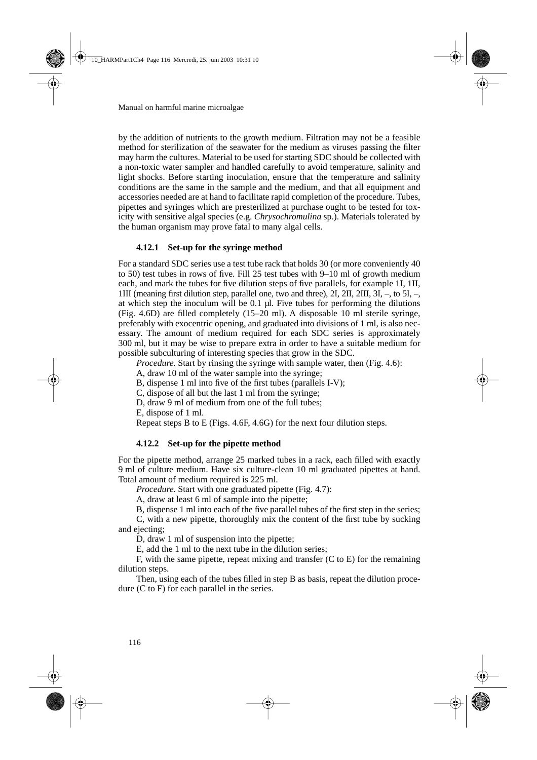by the addition of nutrients to the growth medium. Filtration may not be a feasible method for sterilization of the seawater for the medium as viruses passing the filter may harm the cultures. Material to be used for starting SDC should be collected with a non-toxic water sampler and handled carefully to avoid temperature, salinity and light shocks. Before starting inoculation, ensure that the temperature and salinity conditions are the same in the sample and the medium, and that all equipment and accessories needed are at hand to facilitate rapid completion of the procedure. Tubes, pipettes and syringes which are presterilized at purchase ought to be tested for toxicity with sensitive algal species (e.g. *Chrysochromulina* sp.). Materials tolerated by the human organism may prove fatal to many algal cells.

### 4.12.1 Set-up for the syringe method

For a standard SDC series use a test tube rack that holds 30 (or more conveniently 40 to 50) test tubes in rows of five. Fill 25 test tubes with 9–10 ml of growth medium each, and mark the tubes for five dilution steps of five parallels, for example 1I, 1II, 1III (meaning first dilution step, parallel one, two and three), 2I, 2II, 2III, 3I, –, to 5I, –, at which step the inoculum will be 0.1 µl. Five tubes for performing the dilutions (Fig. 4.6D) are filled completely (15–20 ml). A disposable 10 ml sterile syringe, preferably with exocentric opening, and graduated into divisions of 1 ml, is also necessary. The amount of medium required for each SDC series is approximately 300 ml, but it may be wise to prepare extra in order to have a suitable medium for possible subculturing of interesting species that grow in the SDC.

*Procedure.* Start by rinsing the syringe with sample water, then (Fig. 4.6):

A, draw 10 ml of the water sample into the syringe;

B, dispense 1 ml into five of the first tubes (parallels I-V);

C, dispose of all but the last 1 ml from the syringe;

D, draw 9 ml of medium from one of the full tubes;

E, dispose of 1 ml.

Repeat steps B to E (Figs. 4.6F, 4.6G) for the next four dilution steps.

### 4.12.2 Set-up for the pipette method

For the pipette method, arrange 25 marked tubes in a rack, each filled with exactly 9 ml of culture medium. Have six culture-clean 10 ml graduated pipettes at hand. Total amount of medium required is 225 ml.

*Procedure.* Start with one graduated pipette (Fig. 4.7):

A, draw at least 6 ml of sample into the pipette;

B, dispense 1 ml into each of the five parallel tubes of the first step in the series;

C, with a new pipette, thoroughly mix the content of the first tube by sucking and ejecting;

D, draw 1 ml of suspension into the pipette;

E, add the 1 ml to the next tube in the dilution series;

F, with the same pipette, repeat mixing and transfer (C to E) for the remaining dilution steps.

Then, using each of the tubes filled in step B as basis, repeat the dilution procedure (C to F) for each parallel in the series.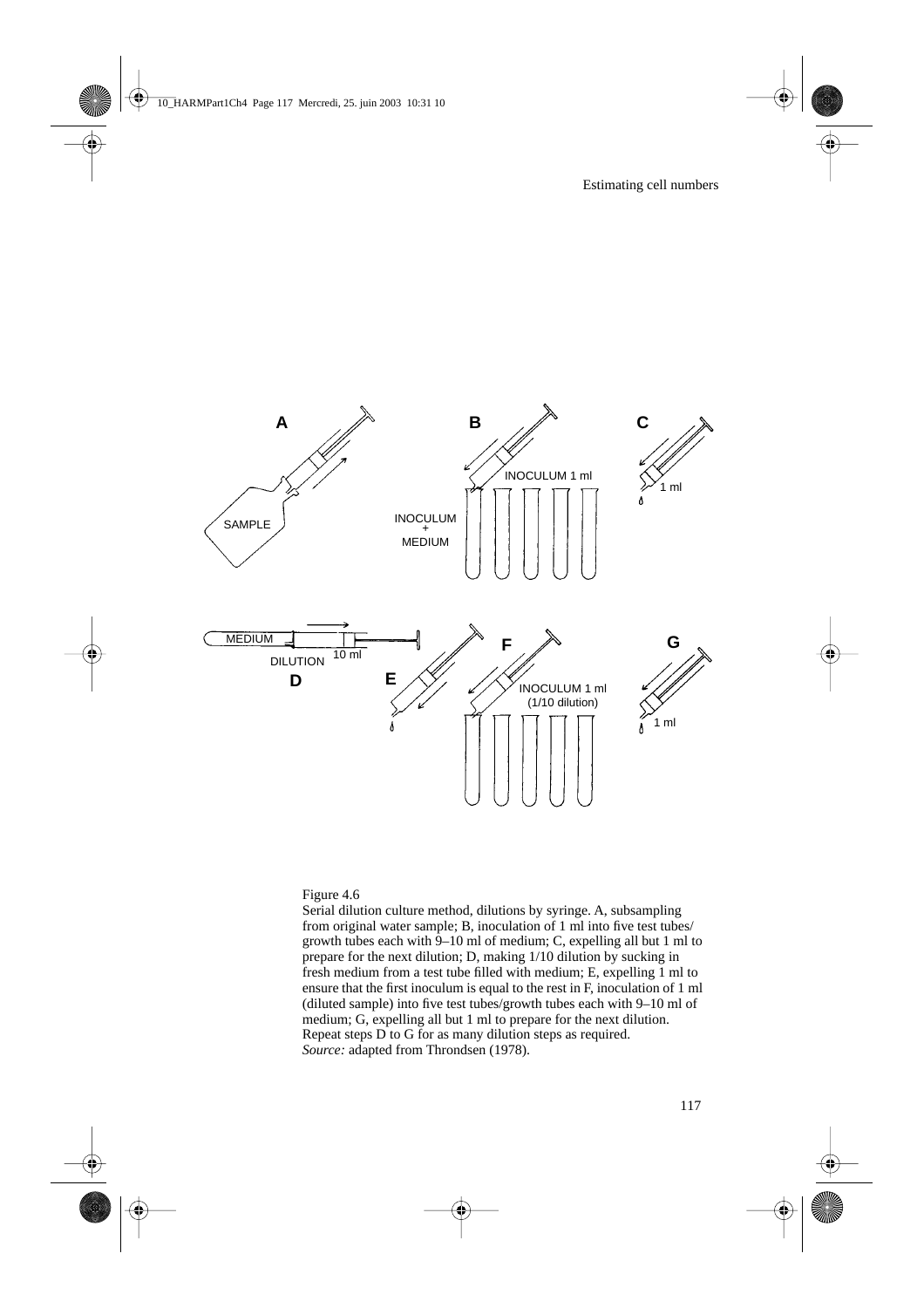Figure 4.6

Serial dilution culture method, dilutions by syringe. A, subsampling from original water sample; B, inoculation of 1 ml into five test tubes/growth tubes each with 9–10 ml of medium; C, expelling all but 1 ml to prepare for the next dilution; D, making 1/10 dilution by sucking in fresh medium from a test tube filled with medium; E, expelling 1 ml to ensure that the first inoculum is equal to the rest in F, inoculation of 1 ml (diluted sample) into five test tubes/growth tubes each with 9–10 ml of medium; G, expelling all but 1 ml to prepare for the next dilution. Repeat steps D to G for as many dilution steps as required.
*Source:* adapted from Throndsen (1978).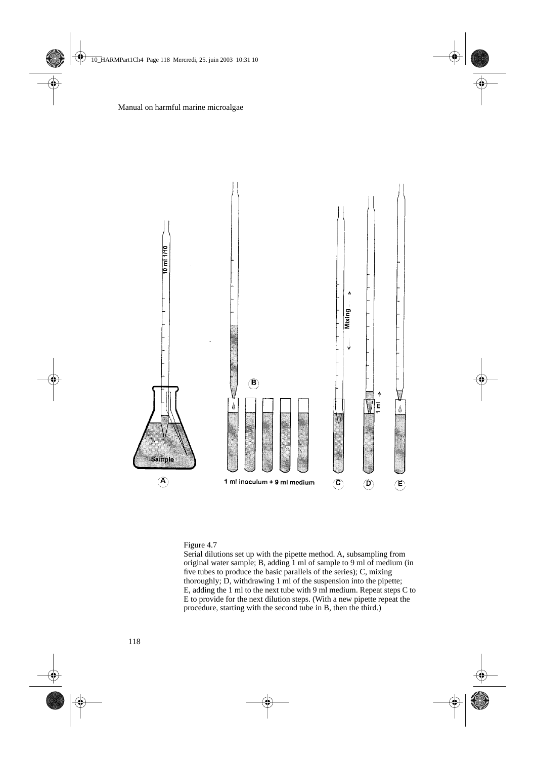Figure 4.7
Serial dilutions set up with the pipette method. A, subsampling from original water sample; B, adding 1 ml of sample to 9 ml of medium (in five tubes to produce the basic parallels of the series); C, mixing thoroughly; D, withdrawing 1 ml of the suspension into the pipette; E, adding the 1 ml to the next tube with 9 ml medium. Repeat steps C to E to provide for the next dilution steps. (With a new pipette repeat the procedure, starting with the second tube in B, then the third.)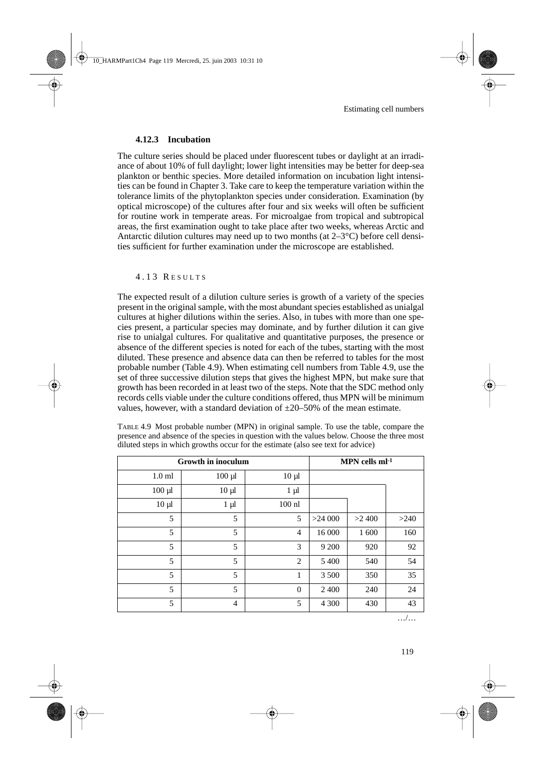### 4.12.3 Incubation

The culture series should be placed under fluorescent tubes or daylight at an irradiance of about 10% of full daylight; lower light intensities may be better for deep-sea plankton or benthic species. More detailed information on incubation light intensities can be found in Chapter 3. Take care to keep the temperature variation within the tolerance limits of the phytoplankton species under consideration. Examination (by optical microscope) of the cultures after four and six weeks will often be sufficient for routine work in temperate areas. For microalgae from tropical and subtropical areas, the first examination ought to take place after two weeks, whereas Arctic and Antarctic dilution cultures may need up to two months (at 2–3°C) before cell densities sufficient for further examination under the microscope are established.

## 4.13 Results

The expected result of a dilution culture series is growth of a variety of the species present in the original sample, with the most abundant species established as unialgal cultures at higher dilutions within the series. Also, in tubes with more than one species present, a particular species may dominate, and by further dilution it can give rise to unialgal cultures. For qualitative and quantitative purposes, the presence or absence of the different species is noted for each of the tubes, starting with the most diluted. These presence and absence data can then be referred to tables for the most probable number (Table 4.9). When estimating cell numbers from Table 4.9, use the set of three successive dilution steps that gives the highest MPN, but make sure that growth has been recorded in at least two of the steps. Note that the SDC method only records cells viable under the culture conditions offered, thus MPN will be minimum values, however, with a standard deviation of ±20–50% of the mean estimate.

TABLE 4.9 Most probable number (MPN) in original sample. To use the table, compare the presence and absence of the species in question with the values below. Choose the three most diluted steps in which growths occur for the estimate (also see text for advice)

| Growth in inoculum | | | MPN cells ml$^{-1}$ | | |
|---|---|---|---|---|---|
| 1.0 ml | 100 µl | 10 µl | | | |
| 100 µl | 10 µl | 1 µl | | | |
| 10 µl | 1 µl | 100 nl | | | |
| 5 | 5 | 5 | >24 000 | >2 400 | >240 |
| 5 | 5 | 4 | 16 000 | 1 600 | 160 |
| 5 | 5 | 3 | 9 200 | 920 | 92 |
| 5 | 5 | 2 | 5 400 | 540 | 54 |
| 5 | 5 | 1 | 3 500 | 350 | 35 |
| 5 | 5 | 0 | 2 400 | 240 | 24 |
| 5 | 4 | 5 | 4 300 | 430 | 43 |

…/…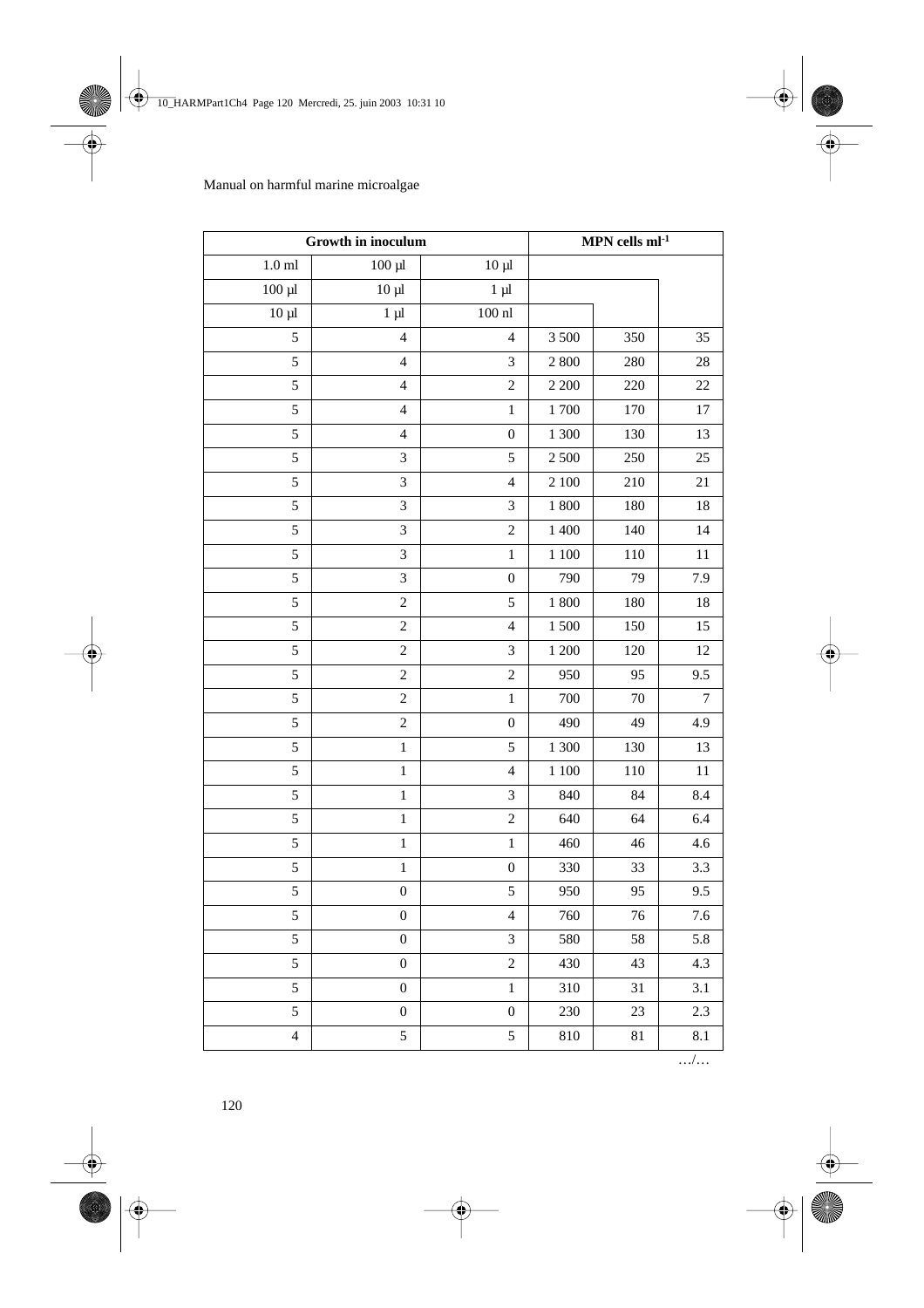| Growth in inoculum | | | MPN cells ml$^{-1}$ | | |
|---|---|---|---|---|---|
| 1.0 ml | 100 µl | 10 µl | | | |
| 100 µl | 10 µl | 1 µl | | | |
| 10 µl | 1 µl | 100 nl | | | |
| 5 | 4 | 4 | 3 500 | 350 | 35 |
| 5 | 4 | 3 | 2 800 | 280 | 28 |
| 5 | 4 | 2 | 2 200 | 220 | 22 |
| 5 | 4 | 1 | 1 700 | 170 | 17 |
| 5 | 4 | 0 | 1 300 | 130 | 13 |
| 5 | 3 | 5 | 2 500 | 250 | 25 |
| 5 | 3 | 4 | 2 100 | 210 | 21 |
| 5 | 3 | 3 | 1 800 | 180 | 18 |
| 5 | 3 | 2 | 1 400 | 140 | 14 |
| 5 | 3 | 1 | 1 100 | 110 | 11 |
| 5 | 3 | 0 | 790 | 79 | 7.9 |
| 5 | 2 | 5 | 1 800 | 180 | 18 |
| 5 | 2 | 4 | 1 500 | 150 | 15 |
| 5 | 2 | 3 | 1 200 | 120 | 12 |
| 5 | 2 | 2 | 950 | 95 | 9.5 |
| 5 | 2 | 1 | 700 | 70 | 7 |
| 5 | 2 | 0 | 490 | 49 | 4.9 |
| 5 | 1 | 5 | 1 300 | 130 | 13 |
| 5 | 1 | 4 | 1 100 | 110 | 11 |
| 5 | 1 | 3 | 840 | 84 | 8.4 |
| 5 | 1 | 2 | 640 | 64 | 6.4 |
| 5 | 1 | 1 | 460 | 46 | 4.6 |
| 5 | 1 | 0 | 330 | 33 | 3.3 |
| 5 | 0 | 5 | 950 | 95 | 9.5 |
| 5 | 0 | 4 | 760 | 76 | 7.6 |
| 5 | 0 | 3 | 580 | 58 | 5.8 |
| 5 | 0 | 2 | 430 | 43 | 4.3 |
| 5 | 0 | 1 | 310 | 31 | 3.1 |
| 5 | 0 | 0 | 230 | 23 | 2.3 |
| 4 | 5 | 5 | 810 | 81 | 8.1 |

…/…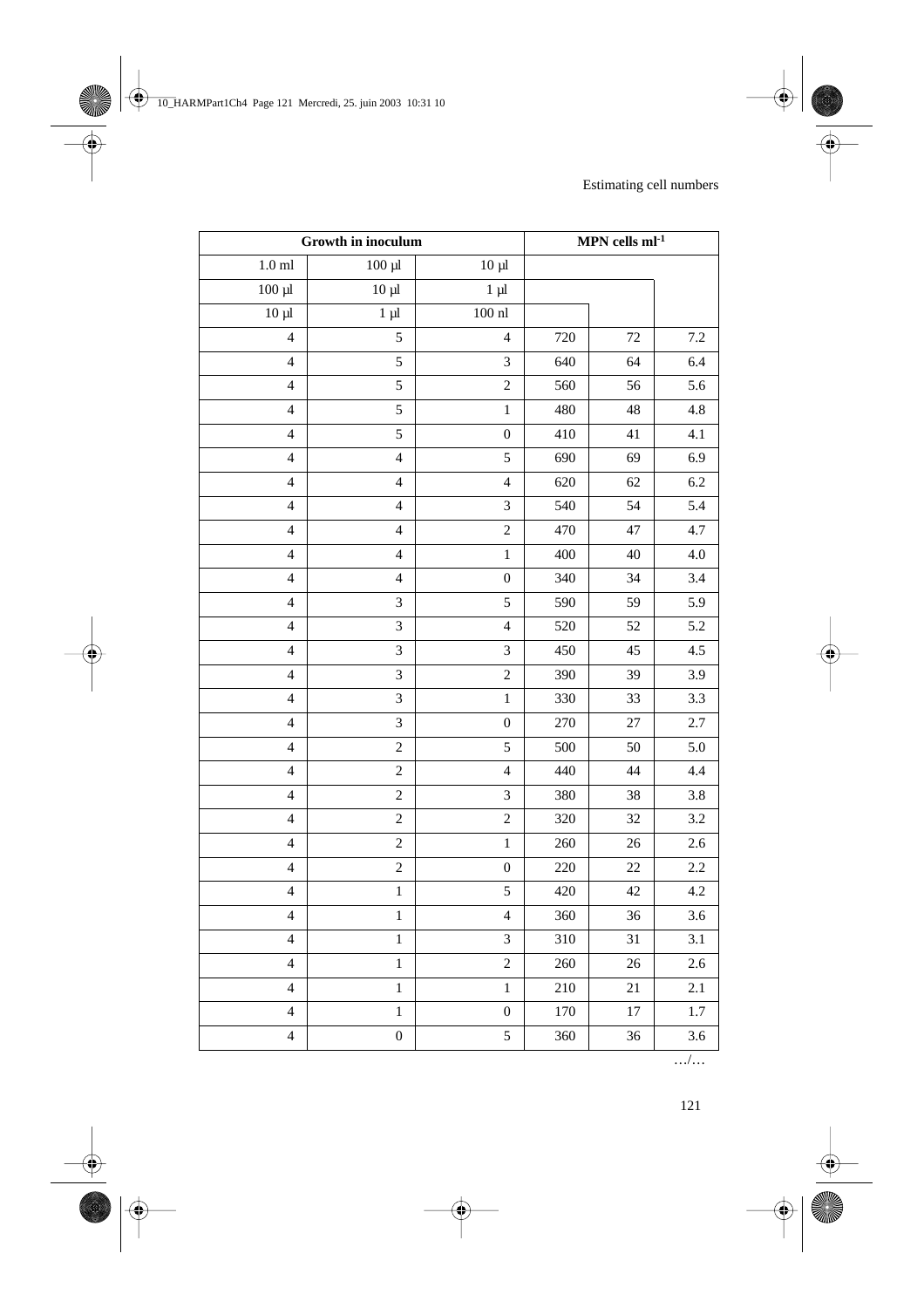| Growth in inoculum | | | MPN cells ml$^{-1}$ | | |
|---|---|---|---|---|---|
| 1.0 ml | 100 µl | 10 µl | | | |
| 100 µl | 10 µl | 1 µl | | | |
| 10 µl | 1 µl | 100 nl | | | |
| 4 | 5 | 4 | 720 | 72 | 7.2 |
| 4 | 5 | 3 | 640 | 64 | 6.4 |
| 4 | 5 | 2 | 560 | 56 | 5.6 |
| 4 | 5 | 1 | 480 | 48 | 4.8 |
| 4 | 5 | 0 | 410 | 41 | 4.1 |
| 4 | 4 | 5 | 690 | 69 | 6.9 |
| 4 | 4 | 4 | 620 | 62 | 6.2 |
| 4 | 4 | 3 | 540 | 54 | 5.4 |
| 4 | 4 | 2 | 470 | 47 | 4.7 |
| 4 | 4 | 1 | 400 | 40 | 4.0 |
| 4 | 4 | 0 | 340 | 34 | 3.4 |
| 4 | 3 | 5 | 590 | 59 | 5.9 |
| 4 | 3 | 4 | 520 | 52 | 5.2 |
| 4 | 3 | 3 | 450 | 45 | 4.5 |
| 4 | 3 | 2 | 390 | 39 | 3.9 |
| 4 | 3 | 1 | 330 | 33 | 3.3 |
| 4 | 3 | 0 | 270 | 27 | 2.7 |
| 4 | 2 | 5 | 500 | 50 | 5.0 |
| 4 | 2 | 4 | 440 | 44 | 4.4 |
| 4 | 2 | 3 | 380 | 38 | 3.8 |
| 4 | 2 | 2 | 320 | 32 | 3.2 |
| 4 | 2 | 1 | 260 | 26 | 2.6 |
| 4 | 2 | 0 | 220 | 22 | 2.2 |
| 4 | 1 | 5 | 420 | 42 | 4.2 |
| 4 | 1 | 4 | 360 | 36 | 3.6 |
| 4 | 1 | 3 | 310 | 31 | 3.1 |
| 4 | 1 | 2 | 260 | 26 | 2.6 |
| 4 | 1 | 1 | 210 | 21 | 2.1 |
| 4 | 1 | 0 | 170 | 17 | 1.7 |
| 4 | 0 | 5 | 360 | 36 | 3.6 |

…/…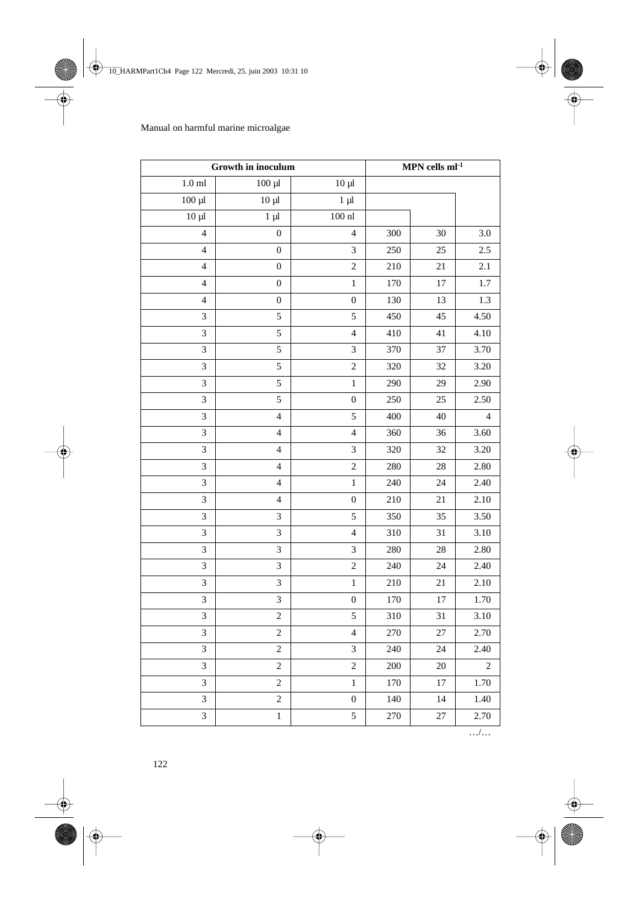| Growth in inoculum | | | MPN cells ml$^{-1}$ | | |
|---|---|---|---|---|---|
| 1.0 ml | 100 µl | 10 µl | | | |
| 100 µl | 10 µl | 1 µl | | | |
| 10 µl | 1 µl | 100 nl | | | |
| 4 | 0 | 4 | 300 | 30 | 3.0 |
| 4 | 0 | 3 | 250 | 25 | 2.5 |
| 4 | 0 | 2 | 210 | 21 | 2.1 |
| 4 | 0 | 1 | 170 | 17 | 1.7 |
| 4 | 0 | 0 | 130 | 13 | 1.3 |
| 3 | 5 | 5 | 450 | 45 | 4.50 |
| 3 | 5 | 4 | 410 | 41 | 4.10 |
| 3 | 5 | 3 | 370 | 37 | 3.70 |
| 3 | 5 | 2 | 320 | 32 | 3.20 |
| 3 | 5 | 1 | 290 | 29 | 2.90 |
| 3 | 5 | 0 | 250 | 25 | 2.50 |
| 3 | 4 | 5 | 400 | 40 | 4 |
| 3 | 4 | 4 | 360 | 36 | 3.60 |
| 3 | 4 | 3 | 320 | 32 | 3.20 |
| 3 | 4 | 2 | 280 | 28 | 2.80 |
| 3 | 4 | 1 | 240 | 24 | 2.40 |
| 3 | 4 | 0 | 210 | 21 | 2.10 |
| 3 | 3 | 5 | 350 | 35 | 3.50 |
| 3 | 3 | 4 | 310 | 31 | 3.10 |
| 3 | 3 | 3 | 280 | 28 | 2.80 |
| 3 | 3 | 2 | 240 | 24 | 2.40 |
| 3 | 3 | 1 | 210 | 21 | 2.10 |
| 3 | 3 | 0 | 170 | 17 | 1.70 |
| 3 | 2 | 5 | 310 | 31 | 3.10 |
| 3 | 2 | 4 | 270 | 27 | 2.70 |
| 3 | 2 | 3 | 240 | 24 | 2.40 |
| 3 | 2 | 2 | 200 | 20 | 2 |
| 3 | 2 | 1 | 170 | 17 | 1.70 |
| 3 | 2 | 0 | 140 | 14 | 1.40 |
| 3 | 1 | 5 | 270 | 27 | 2.70 |

…/…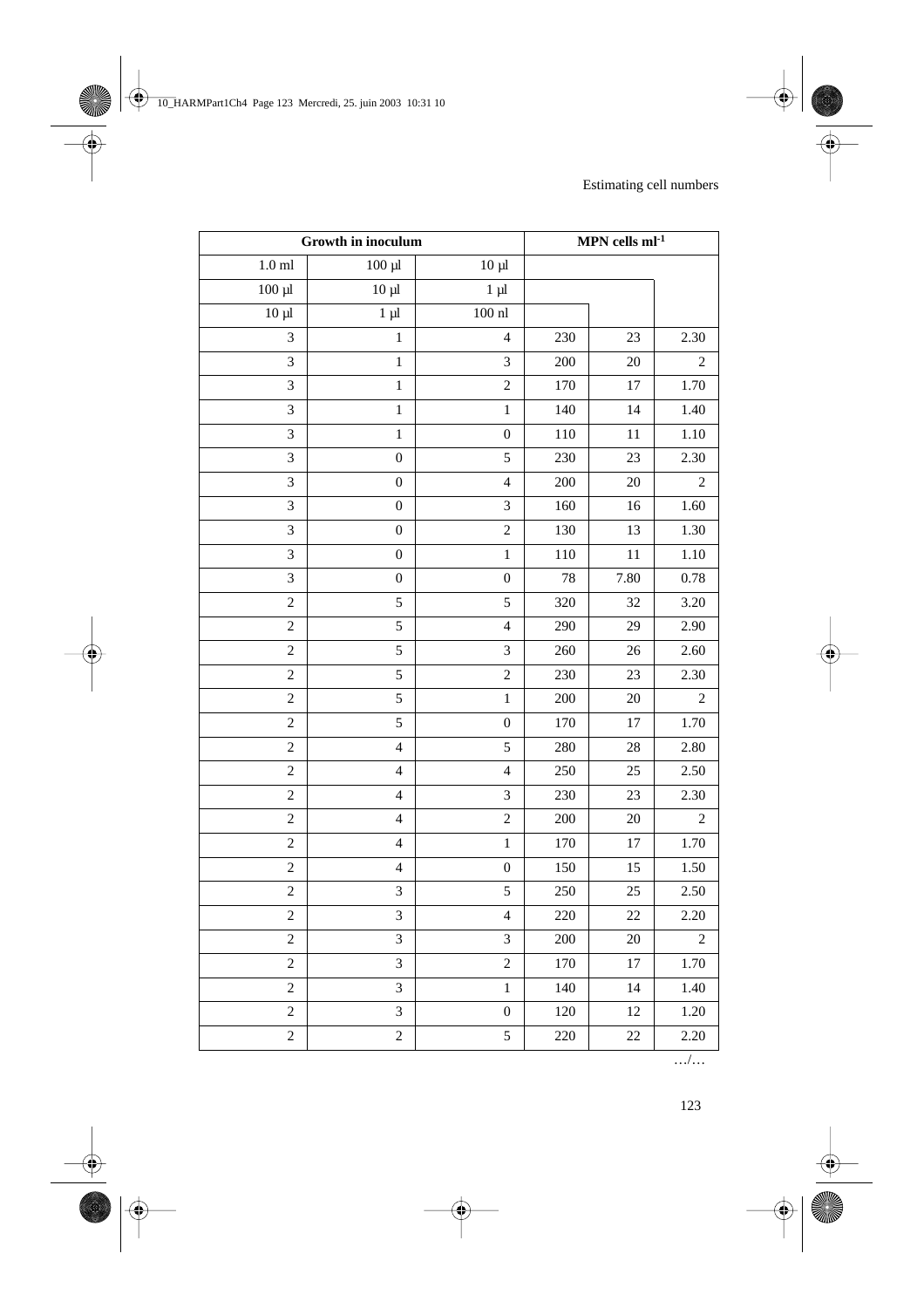| Growth in inoculum | | | MPN cells ml$^{-1}$ | | |
|---|---|---|---|---|---|
| 1.0 ml | 100 µl | 10 µl | | | |
| 100 µl | 10 µl | 1 µl | | | |
| 10 µl | 1 µl | 100 nl | | | |
| 3 | 1 | 4 | 230 | 23 | 2.30 |
| 3 | 1 | 3 | 200 | 20 | 2 |
| 3 | 1 | 2 | 170 | 17 | 1.70 |
| 3 | 1 | 1 | 140 | 14 | 1.40 |
| 3 | 1 | 0 | 110 | 11 | 1.10 |
| 3 | 0 | 5 | 230 | 23 | 2.30 |
| 3 | 0 | 4 | 200 | 20 | 2 |
| 3 | 0 | 3 | 160 | 16 | 1.60 |
| 3 | 0 | 2 | 130 | 13 | 1.30 |
| 3 | 0 | 1 | 110 | 11 | 1.10 |
| 3 | 0 | 0 | 78 | 7.80 | 0.78 |
| 2 | 5 | 5 | 320 | 32 | 3.20 |
| 2 | 5 | 4 | 290 | 29 | 2.90 |
| 2 | 5 | 3 | 260 | 26 | 2.60 |
| 2 | 5 | 2 | 230 | 23 | 2.30 |
| 2 | 5 | 1 | 200 | 20 | 2 |
| 2 | 5 | 0 | 170 | 17 | 1.70 |
| 2 | 4 | 5 | 280 | 28 | 2.80 |
| 2 | 4 | 4 | 250 | 25 | 2.50 |
| 2 | 4 | 3 | 230 | 23 | 2.30 |
| 2 | 4 | 2 | 200 | 20 | 2 |
| 2 | 4 | 1 | 170 | 17 | 1.70 |
| 2 | 4 | 0 | 150 | 15 | 1.50 |
| 2 | 3 | 5 | 250 | 25 | 2.50 |
| 2 | 3 | 4 | 220 | 22 | 2.20 |
| 2 | 3 | 3 | 200 | 20 | 2 |
| 2 | 3 | 2 | 170 | 17 | 1.70 |
| 2 | 3 | 1 | 140 | 14 | 1.40 |
| 2 | 3 | 0 | 120 | 12 | 1.20 |
| 2 | 2 | 5 | 220 | 22 | 2.20 |

…/…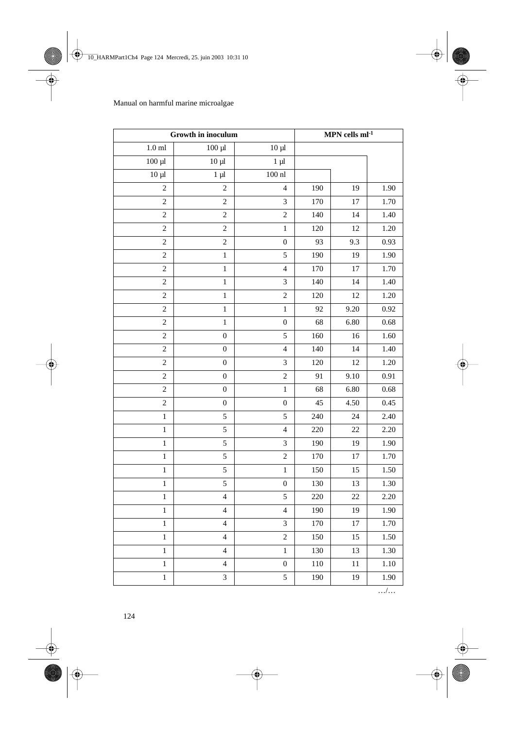| Growth in inoculum | | | MPN cells ml$^{-1}$ | | |
|---|---|---|---|---|---|
| 1.0 ml | 100 µl | 10 µl | | | |
| 100 µl | 10 µl | 1 µl | | | |
| 10 µl | 1 µl | 100 nl | | | |
| 2 | 2 | 4 | 190 | 19 | 1.90 |
| 2 | 2 | 3 | 170 | 17 | 1.70 |
| 2 | 2 | 2 | 140 | 14 | 1.40 |
| 2 | 2 | 1 | 120 | 12 | 1.20 |
| 2 | 2 | 0 | 93 | 9.3 | 0.93 |
| 2 | 1 | 5 | 190 | 19 | 1.90 |
| 2 | 1 | 4 | 170 | 17 | 1.70 |
| 2 | 1 | 3 | 140 | 14 | 1.40 |
| 2 | 1 | 2 | 120 | 12 | 1.20 |
| 2 | 1 | 1 | 92 | 9.20 | 0.92 |
| 2 | 1 | 0 | 68 | 6.80 | 0.68 |
| 2 | 0 | 5 | 160 | 16 | 1.60 |
| 2 | 0 | 4 | 140 | 14 | 1.40 |
| 2 | 0 | 3 | 120 | 12 | 1.20 |
| 2 | 0 | 2 | 91 | 9.10 | 0.91 |
| 2 | 0 | 1 | 68 | 6.80 | 0.68 |
| 2 | 0 | 0 | 45 | 4.50 | 0.45 |
| 1 | 5 | 5 | 240 | 24 | 2.40 |
| 1 | 5 | 4 | 220 | 22 | 2.20 |
| 1 | 5 | 3 | 190 | 19 | 1.90 |
| 1 | 5 | 2 | 170 | 17 | 1.70 |
| 1 | 5 | 1 | 150 | 15 | 1.50 |
| 1 | 5 | 0 | 130 | 13 | 1.30 |
| 1 | 4 | 5 | 220 | 22 | 2.20 |
| 1 | 4 | 4 | 190 | 19 | 1.90 |
| 1 | 4 | 3 | 170 | 17 | 1.70 |
| 1 | 4 | 2 | 150 | 15 | 1.50 |
| 1 | 4 | 1 | 130 | 13 | 1.30 |
| 1 | 4 | 0 | 110 | 11 | 1.10 |
| 1 | 3 | 5 | 190 | 19 | 1.90 |

…/…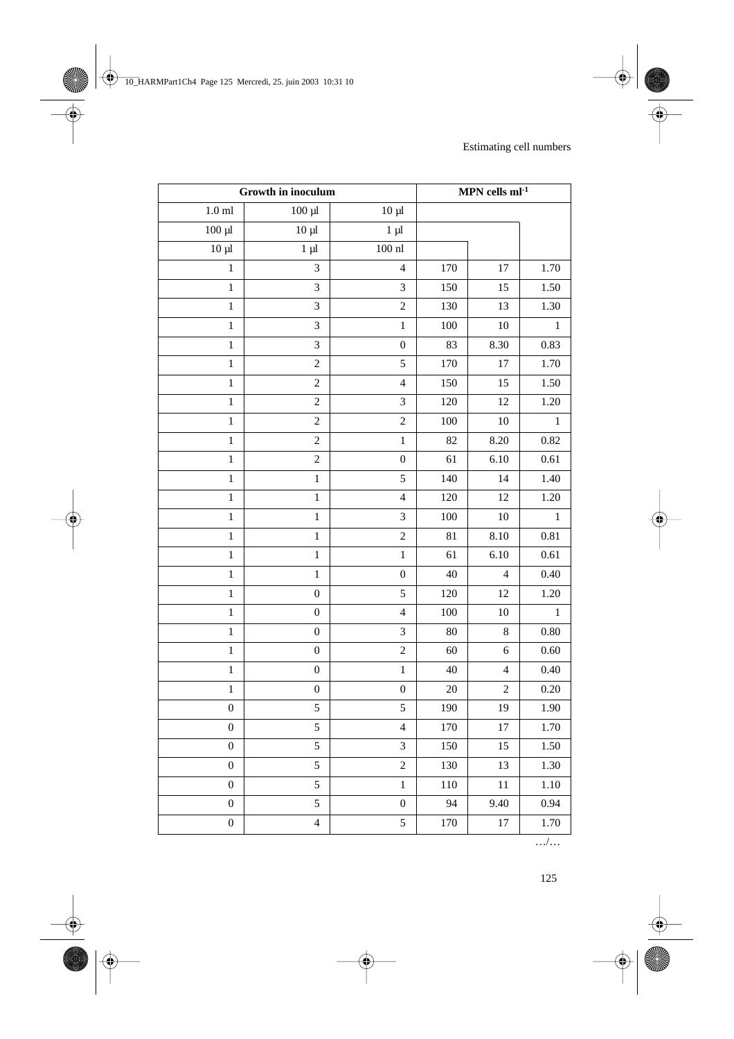| Growth in inoculum | | | MPN cells ml$^{-1}$ | | |
|---|---|---|---|---|---|
| 1.0 ml | 100 µl | 10 µl | | | |
| 100 µl | 10 µl | 1 µl | | | |
| 10 µl | 1 µl | 100 nl | | | |
| 1 | 3 | 4 | 170 | 17 | 1.70 |
| 1 | 3 | 3 | 150 | 15 | 1.50 |
| 1 | 3 | 2 | 130 | 13 | 1.30 |
| 1 | 3 | 1 | 100 | 10 | 1 |
| 1 | 3 | 0 | 83 | 8.30 | 0.83 |
| 1 | 2 | 5 | 170 | 17 | 1.70 |
| 1 | 2 | 4 | 150 | 15 | 1.50 |
| 1 | 2 | 3 | 120 | 12 | 1.20 |
| 1 | 2 | 2 | 100 | 10 | 1 |
| 1 | 2 | 1 | 82 | 8.20 | 0.82 |
| 1 | 2 | 0 | 61 | 6.10 | 0.61 |
| 1 | 1 | 5 | 140 | 14 | 1.40 |
| 1 | 1 | 4 | 120 | 12 | 1.20 |
| 1 | 1 | 3 | 100 | 10 | 1 |
| 1 | 1 | 2 | 81 | 8.10 | 0.81 |
| 1 | 1 | 1 | 61 | 6.10 | 0.61 |
| 1 | 1 | 0 | 40 | 4 | 0.40 |
| 1 | 0 | 5 | 120 | 12 | 1.20 |
| 1 | 0 | 4 | 100 | 10 | 1 |
| 1 | 0 | 3 | 80 | 8 | 0.80 |
| 1 | 0 | 2 | 60 | 6 | 0.60 |
| 1 | 0 | 1 | 40 | 4 | 0.40 |
| 1 | 0 | 0 | 20 | 2 | 0.20 |
| 0 | 5 | 5 | 190 | 19 | 1.90 |
| 0 | 5 | 4 | 170 | 17 | 1.70 |
| 0 | 5 | 3 | 150 | 15 | 1.50 |
| 0 | 5 | 2 | 130 | 13 | 1.30 |
| 0 | 5 | 1 | 110 | 11 | 1.10 |
| 0 | 5 | 0 | 94 | 9.40 | 0.94 |
| 0 | 4 | 5 | 170 | 17 | 1.70 |

…/…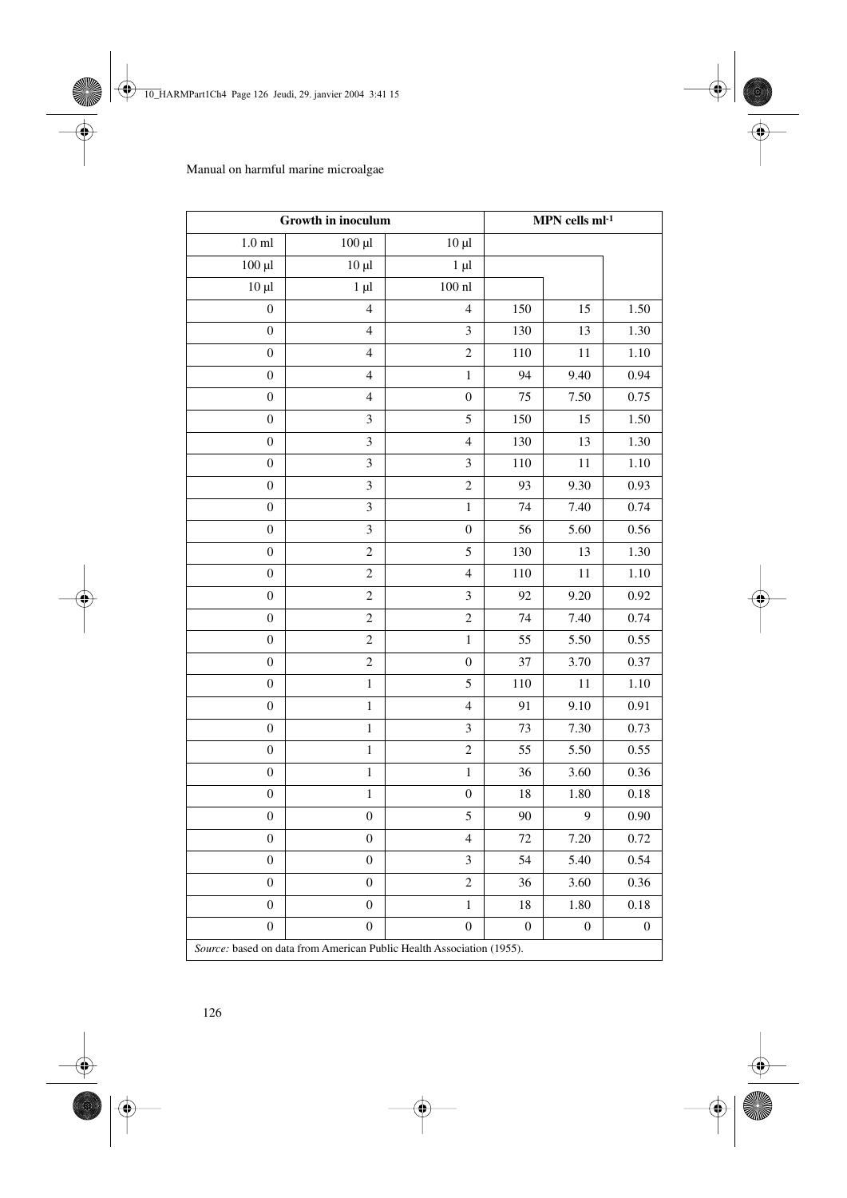| Growth in inoculum | | | MPN cells ml$^{-1}$ | | |
|---|---|---|---|---|---|
| 1.0 ml | 100 µl | 10 µl | | | |
| 100 µl | 10 µl | 1 µl | | | |
| 10 µl | 1 µl | 100 nl | | | |
| 0 | 4 | 4 | 150 | 15 | 1.50 |
| 0 | 4 | 3 | 130 | 13 | 1.30 |
| 0 | 4 | 2 | 110 | 11 | 1.10 |
| 0 | 4 | 1 | 94 | 9.40 | 0.94 |
| 0 | 4 | 0 | 75 | 7.50 | 0.75 |
| 0 | 3 | 5 | 150 | 15 | 1.50 |
| 0 | 3 | 4 | 130 | 13 | 1.30 |
| 0 | 3 | 3 | 110 | 11 | 1.10 |
| 0 | 3 | 2 | 93 | 9.30 | 0.93 |
| 0 | 3 | 1 | 74 | 7.40 | 0.74 |
| 0 | 3 | 0 | 56 | 5.60 | 0.56 |
| 0 | 2 | 5 | 130 | 13 | 1.30 |
| 0 | 2 | 4 | 110 | 11 | 1.10 |
| 0 | 2 | 3 | 92 | 9.20 | 0.92 |
| 0 | 2 | 2 | 74 | 7.40 | 0.74 |
| 0 | 2 | 1 | 55 | 5.50 | 0.55 |
| 0 | 2 | 0 | 37 | 3.70 | 0.37 |
| 0 | 1 | 5 | 110 | 11 | 1.10 |
| 0 | 1 | 4 | 91 | 9.10 | 0.91 |
| 0 | 1 | 3 | 73 | 7.30 | 0.73 |
| 0 | 1 | 2 | 55 | 5.50 | 0.55 |
| 0 | 1 | 1 | 36 | 3.60 | 0.36 |
| 0 | 1 | 0 | 18 | 1.80 | 0.18 |
| 0 | 0 | 5 | 90 | 9 | 0.90 |
| 0 | 0 | 4 | 72 | 7.20 | 0.72 |
| 0 | 0 | 3 | 54 | 5.40 | 0.54 |
| 0 | 0 | 2 | 36 | 3.60 | 0.36 |
| 0 | 0 | 1 | 18 | 1.80 | 0.18 |
| 0 | 0 | 0 | 0 | 0 | 0 |

*Source:* based on data from American Public Health Association (1955).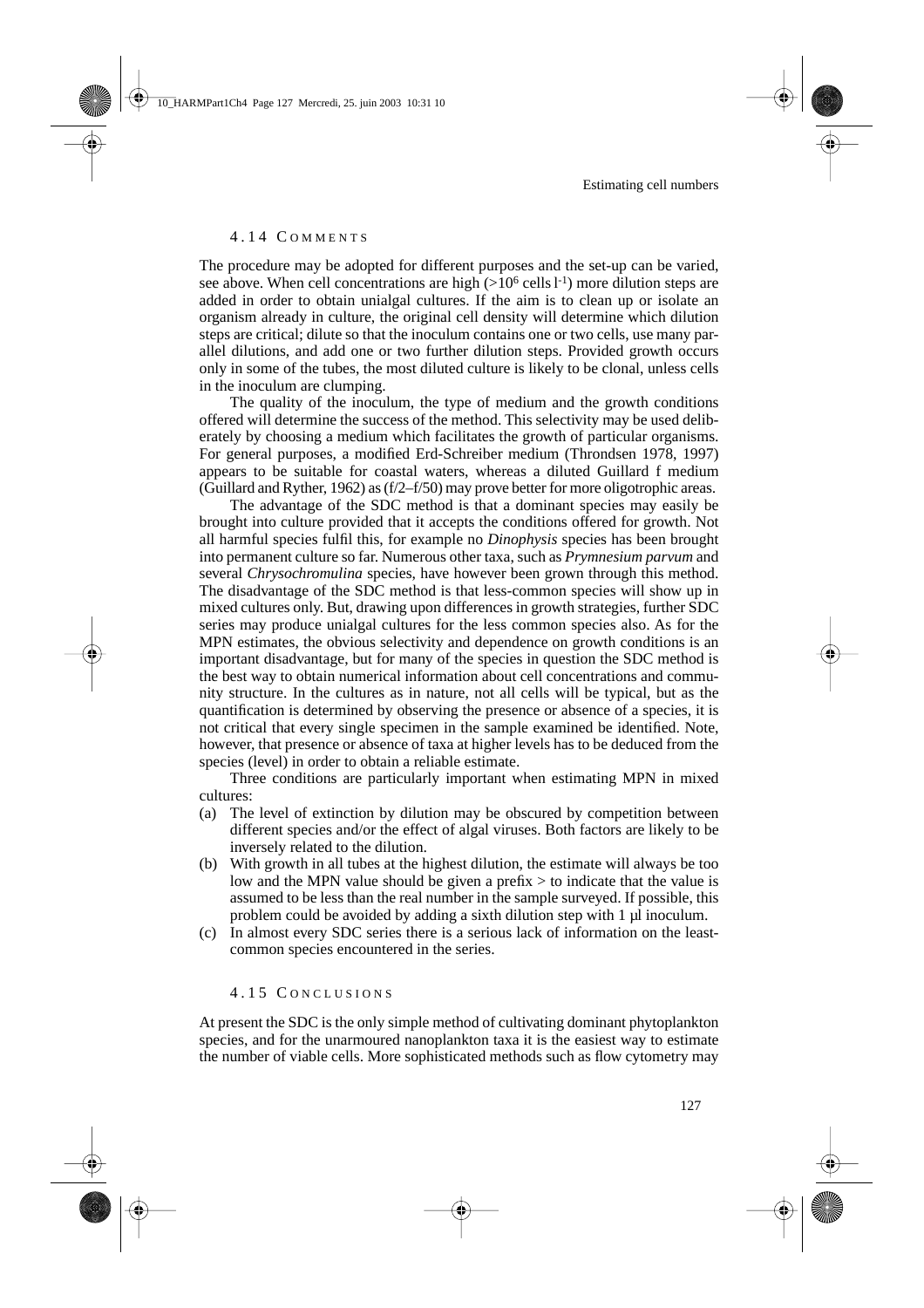### 4.14 Comments

The procedure may be adopted for different purposes and the set-up can be varied, see above. When cell concentrations are high (>$10^6$ cells $l^{-1}$) more dilution steps are added in order to obtain unialgal cultures. If the aim is to clean up or isolate an organism already in culture, the original cell density will determine which dilution steps are critical; dilute so that the inoculum contains one or two cells, use many parallel dilutions, and add one or two further dilution steps. Provided growth occurs only in some of the tubes, the most diluted culture is likely to be clonal, unless cells in the inoculum are clumping.

The quality of the inoculum, the type of medium and the growth conditions offered will determine the success of the method. This selectivity may be used deliberately by choosing a medium which facilitates the growth of particular organisms. For general purposes, a modified Erd-Schreiber medium (Throndsen 1978, 1997) appears to be suitable for coastal waters, whereas a diluted Guillard f medium (Guillard and Ryther, 1962) as (f/2–f/50) may prove better for more oligotrophic areas.

The advantage of the SDC method is that a dominant species may easily be brought into culture provided that it accepts the conditions offered for growth. Not all harmful species fulfil this, for example no *Dinophysis* species has been brought into permanent culture so far. Numerous other taxa, such as *Prymnesium parvum* and several *Chrysochromulina* species, have however been grown through this method. The disadvantage of the SDC method is that less-common species will show up in mixed cultures only. But, drawing upon differences in growth strategies, further SDC series may produce unialgal cultures for the less common species also. As for the MPN estimates, the obvious selectivity and dependence on growth conditions is an important disadvantage, but for many of the species in question the SDC method is the best way to obtain numerical information about cell concentrations and community structure. In the cultures as in nature, not all cells will be typical, but as the quantification is determined by observing the presence or absence of a species, it is not critical that every single specimen in the sample examined be identified. Note, however, that presence or absence of taxa at higher levels has to be deduced from the species (level) in order to obtain a reliable estimate.

Three conditions are particularly important when estimating MPN in mixed cultures:

(a) The level of extinction by dilution may be obscured by competition between different species and/or the effect of algal viruses. Both factors are likely to be inversely related to the dilution.

(b) With growth in all tubes at the highest dilution, the estimate will always be too low and the MPN value should be given a prefix > to indicate that the value is assumed to be less than the real number in the sample surveyed. If possible, this problem could be avoided by adding a sixth dilution step with 1 µl inoculum.

(c) In almost every SDC series there is a serious lack of information on the least-common species encountered in the series.

### 4.15 Conclusions

At present the SDC is the only simple method of cultivating dominant phytoplankton species, and for the unarmoured nanoplankton taxa it is the easiest way to estimate the number of viable cells. More sophisticated methods such as flow cytometry may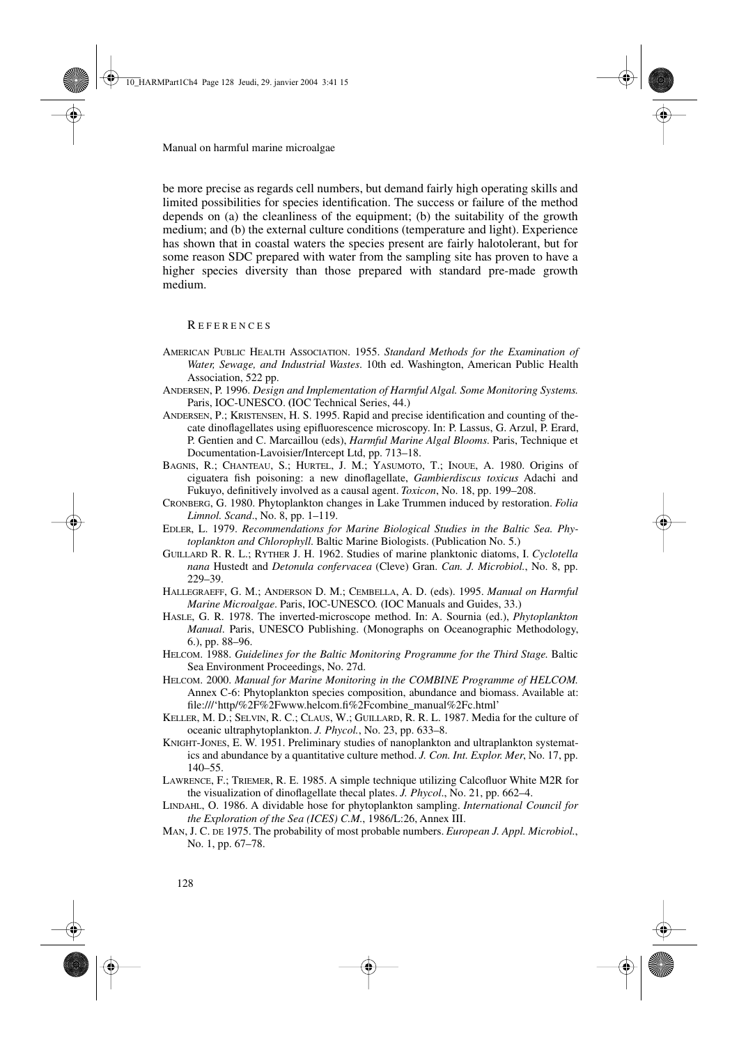be more precise as regards cell numbers, but demand fairly high operating skills and limited possibilities for species identification. The success or failure of the method depends on (a) the cleanliness of the equipment; (b) the suitability of the growth medium; and (b) the external culture conditions (temperature and light). Experience has shown that in coastal waters the species present are fairly halotolerant, but for some reason SDC prepared with water from the sampling site has proven to have a higher species diversity than those prepared with standard pre-made growth medium.

## REFERENCES

AMERICAN PUBLIC HEALTH ASSOCIATION. 1955. *Standard Methods for the Examination of Water, Sewage, and Industrial Wastes*. 10th ed. Washington, American Public Health Association, 522 pp.

ANDERSEN, P. 1996. *Design and Implementation of Harmful Algal. Some Monitoring Systems.* Paris, IOC-UNESCO. (IOC Technical Series, 44.)

ANDERSEN, P.; KRISTENSEN, H. S. 1995. Rapid and precise identification and counting of thecate dinoflagellates using epifluorescence microscopy. In: P. Lassus, G. Arzul, P. Erard, P. Gentien and C. Marcaillou (eds), *Harmful Marine Algal Blooms*. Paris, Technique et Documentation-Lavoisier/Intercept Ltd, pp. 713–18.

BAGNIS, R.; CHANTEAU, S.; HURTEL, J. M.; YASUMOTO, T.; INOUE, A. 1980. Origins of ciguatera fish poisoning: a new dinoflagellate, *Gambierdiscus toxicus* Adachi and Fukuyo, definitively involved as a causal agent. *Toxicon*, No. 18, pp. 199–208.

CRONBERG, G. 1980. Phytoplankton changes in Lake Trummen induced by restoration. *Folia Limnol. Scand*., No. 8, pp. 1–119.

EDLER, L. 1979. *Recommendations for Marine Biological Studies in the Baltic Sea. Phytoplankton and Chlorophyll.* Baltic Marine Biologists. (Publication No. 5.)

GUILLARD R. R. L.; RYTHER J. H. 1962. Studies of marine planktonic diatoms, I. *Cyclotella nana* Hustedt and *Detonula confervacea* (Cleve) Gran. *Can. J. Microbiol.*, No. 8, pp. 229–39.

HALLEGRAEFF, G. M.; ANDERSON D. M.; CEMBELLA, A. D. (eds). 1995. *Manual on Harmful Marine Microalgae*. Paris, IOC-UNESCO*.* (IOC Manuals and Guides, 33.)

HASLE, G. R. 1978. The inverted-microscope method. In: A. Sournia (ed.), *Phytoplankton Manual*. Paris, UNESCO Publishing. (Monographs on Oceanographic Methodology, 6.), pp. 88–96.

HELCOM. 1988. *Guidelines for the Baltic Monitoring Programme for the Third Stage.* Baltic Sea Environment Proceedings, No. 27d.

HELCOM. 2000. *Manual for Marine Monitoring in the COMBINE Programme of HELCOM.* Annex C-6: Phytoplankton species composition, abundance and biomass. Available at: file:///'http/%2F%2Fwww.helcom.fi%2Fcombine_manual%2Fc.html'

KELLER, M. D.; SELVIN, R. C.; CLAUS, W.; GUILLARD, R. R. L. 1987. Media for the culture of oceanic ultraphytoplankton. *J. Phycol.*, No. 23, pp. 633–8.

KNIGHT-JONES, E. W. 1951. Preliminary studies of nanoplankton and ultraplankton systematics and abundance by a quantitative culture method. *J. Con. Int. Explor. Mer*, No. 17, pp. 140–55.

LAWRENCE, F.; TRIEMER, R. E. 1985. A simple technique utilizing Calcofluor White M2R for the visualization of dinoflagellate thecal plates. *J. Phycol*., No. 21, pp. 662–4.

LINDAHL, O. 1986. A dividable hose for phytoplankton sampling. *International Council for the Exploration of the Sea (ICES) C.M.*, 1986/L:26, Annex III.

MAN, J. C. DE 1975. The probability of most probable numbers. *European J. Appl. Microbiol.*, No. 1, pp. 67–78.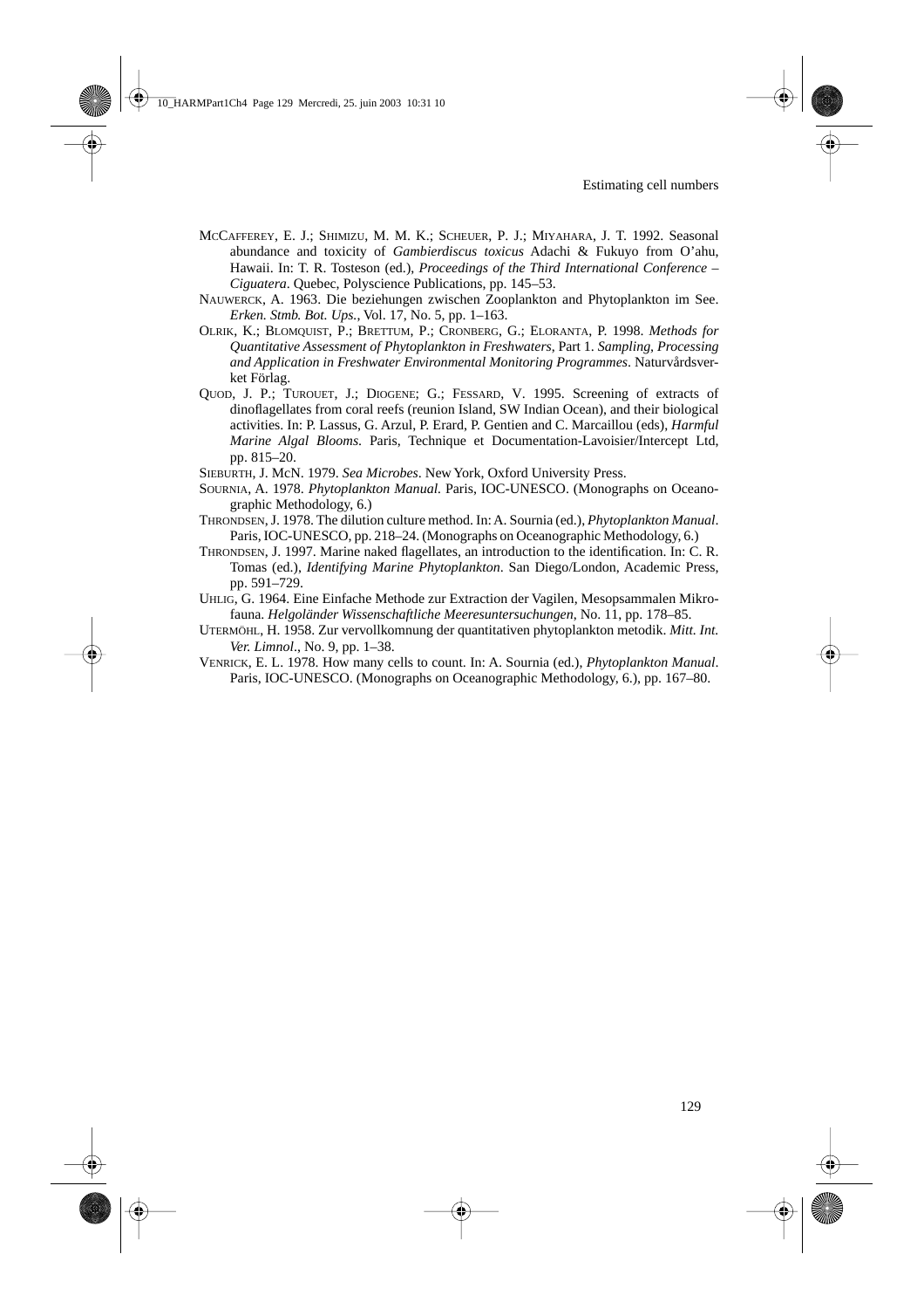McCafferey, E. J.; Shimizu, M. M. K.; Scheuer, P. J.; Miyahara, J. T. 1992. Seasonal abundance and toxicity of *Gambierdiscus toxicus* Adachi & Fukuyo from O'ahu, Hawaii. In: T. R. Tosteson (ed.), *Proceedings of the Third International Conference – Ciguatera*. Quebec, Polyscience Publications, pp. 145–53.

Nauwerck, A. 1963. Die beziehungen zwischen Zooplankton and Phytoplankton im See. *Erken. Stmb. Bot. Ups.*, Vol. 17, No. 5, pp. 1–163.

Olrik, K.; Blomquist, P.; Brettum, P.; Cronberg, G.; Eloranta, P. 1998. *Methods for Quantitative Assessment of Phytoplankton in Freshwaters*, Part 1. *Sampling, Processing and Application in Freshwater Environmental Monitoring Programmes*. Naturvårdsverket Förlag.

Quod, J. P.; Turouet, J.; Diogene; G.; Fessard, V. 1995. Screening of extracts of dinoflagellates from coral reefs (reunion Island, SW Indian Ocean), and their biological activities. In: P. Lassus, G. Arzul, P. Erard, P. Gentien and C. Marcaillou (eds), *Harmful Marine Algal Blooms*. Paris, Technique et Documentation-Lavoisier/Intercept Ltd, pp. 815–20.

Sieburth, J. McN. 1979. *Sea Microbes*. New York, Oxford University Press.

Sournia, A. 1978. *Phytoplankton Manual*. Paris, IOC-UNESCO. (Monographs on Oceanographic Methodology, 6.)

Throndsen, J. 1978. The dilution culture method. In: A. Sournia (ed.), *Phytoplankton Manual*. Paris, IOC-UNESCO, pp. 218–24. (Monographs on Oceanographic Methodology, 6.)

Throndsen, J. 1997. Marine naked flagellates, an introduction to the identification. In: C. R. Tomas (ed.), *Identifying Marine Phytoplankton*. San Diego/London, Academic Press, pp. 591–729.

Uhlig, G. 1964. Eine Einfache Methode zur Extraction der Vagilen, Mesopsammalen Mikrofauna. *Helgoländer Wissenschaftliche Meeresuntersuchungen*, No. 11, pp. 178–85.

Utermöhl, H. 1958. Zur vervollkomnung der quantitativen phytoplankton metodik. *Mitt. Int. Ver. Limnol*., No. 9, pp. 1–38.

Venrick, E. L. 1978. How many cells to count. In: A. Sournia (ed.), *Phytoplankton Manual*. Paris, IOC-UNESCO. (Monographs on Oceanographic Methodology, 6.), pp. 167–80.